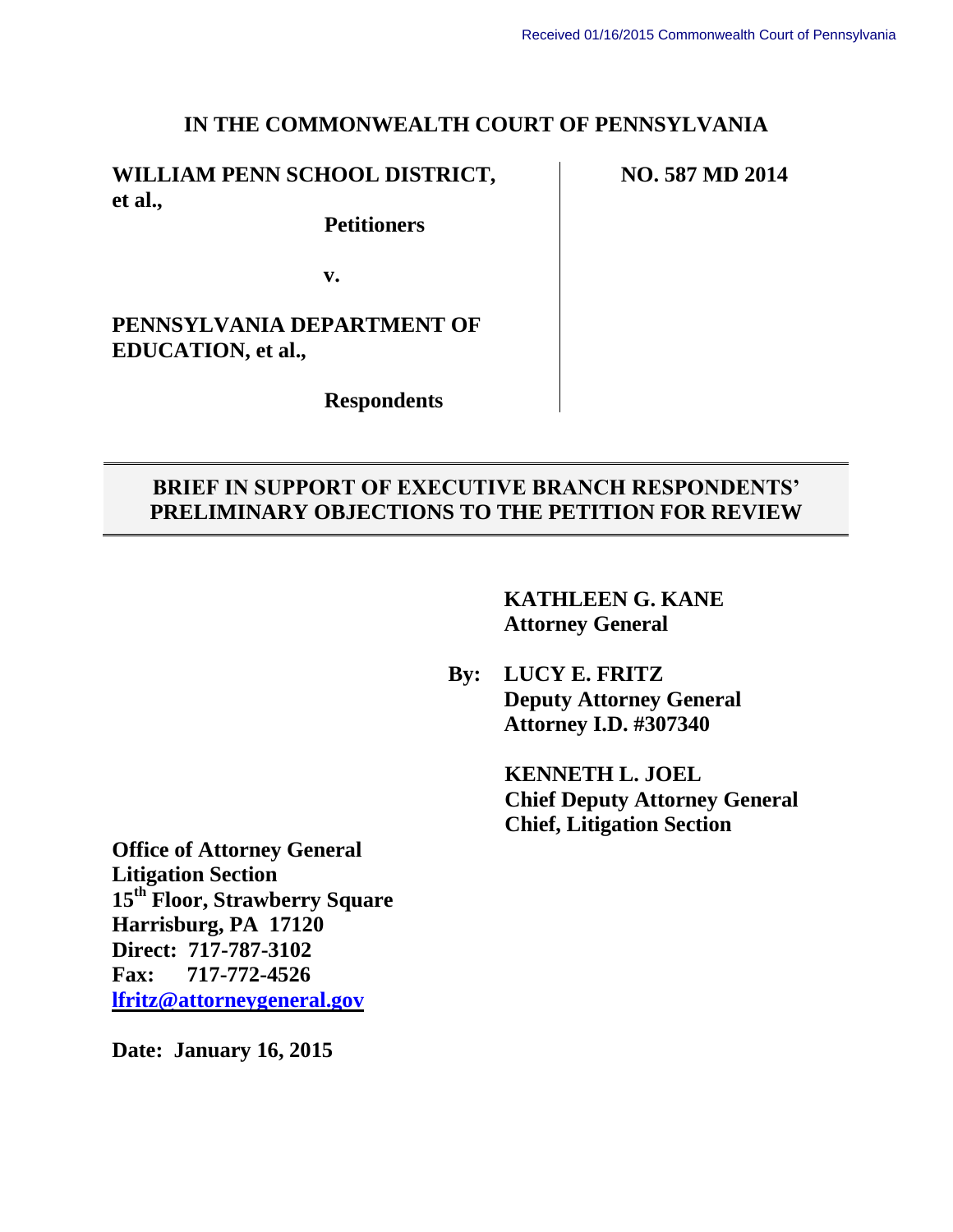Received 01/16/2015 Commonwealth Court of Pennsylvania

**IN THE COMMONWEALTH COURT OF PENNSYLVANIA**

**WILLIAM PENN SCHOOL DISTRICT, et al.,**

**Petitioners**

**v.**

**PENNSYLVANIA DEPARTMENT OF EDUCATION, et al.,**

**Respondents**

**NO. 587 MD 2014**

## BRIEF IN SUPPORT OF EXECUTIVE BRANCH RESPONDENTS' PRELIMINARY OBJECTIONS TO THE PETITION FOR REVIEW

**KATHLEEN G. KANE**
**Attorney General**

**By: LUCY E. FRITZ**
**Deputy Attorney General**
**Attorney I.D. #307340**

**KENNETH L. JOEL**
**Chief Deputy Attorney General**
**Chief, Litigation Section**

**Office of Attorney General**
**Litigation Section**
**15th Floor, Strawberry Square**
**Harrisburg, PA 17120**
**Direct: 717-787-3102**
**Fax: 717-772-4526**
**lfritz@attorneygeneral.gov**

**Date: January 16, 2015**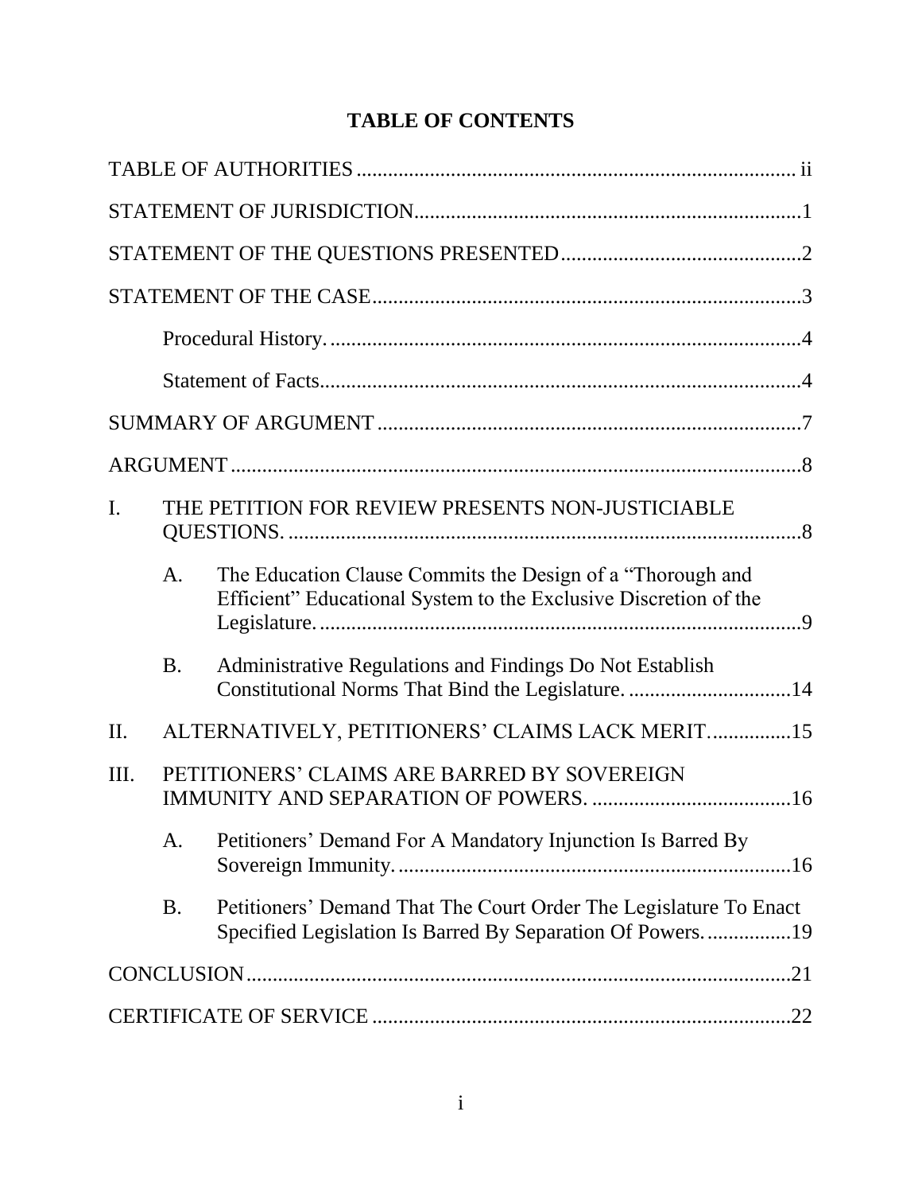# TABLE OF CONTENTS

TABLE OF AUTHORITIES ..................................................................................... ii

STATEMENT OF JURISDICTION.........................................................................1

STATEMENT OF THE QUESTIONS PRESENTED.............................................2

STATEMENT OF THE CASE.................................................................................3

Procedural History. .........................................................................................4

Statement of Facts...........................................................................................4

SUMMARY OF ARGUMENT ................................................................................7

ARGUMENT ............................................................................................................8

I. THE PETITION FOR REVIEW PRESENTS NON-JUSTICIABLE QUESTIONS. .................................................................................................8

  A. The Education Clause Commits the Design of a "Thorough and Efficient" Educational System to the Exclusive Discretion of the Legislature. ...........................................................................................9

  B. Administrative Regulations and Findings Do Not Establish Constitutional Norms That Bind the Legislature. ...............................14

II. ALTERNATIVELY, PETITIONERS' CLAIMS LACK MERIT................15

III. PETITIONERS' CLAIMS ARE BARRED BY SOVEREIGN IMMUNITY AND SEPARATION OF POWERS. ......................................16

  A. Petitioners' Demand For A Mandatory Injunction Is Barred By Sovereign Immunity. ..........................................................................16

  B. Petitioners' Demand That The Court Order The Legislature To Enact Specified Legislation Is Barred By Separation Of Powers. ................19

CONCLUSION.......................................................................................................21

CERTIFICATE OF SERVICE ...............................................................................22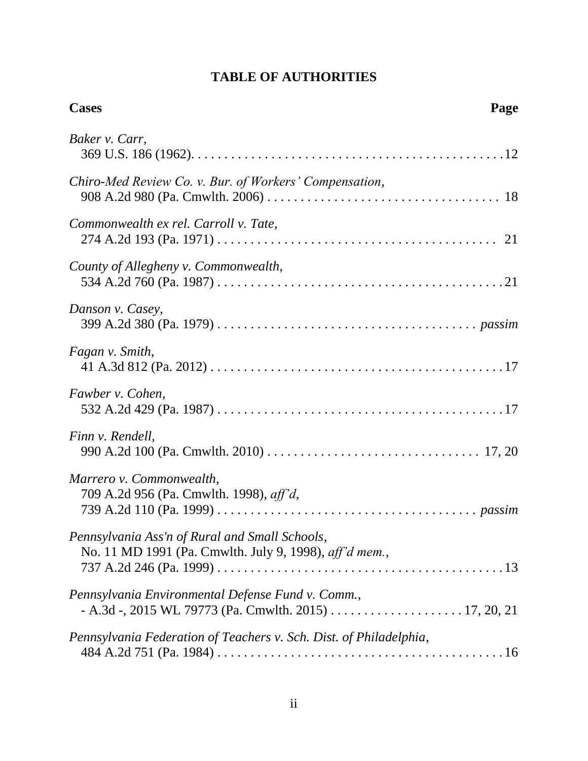## TABLE OF AUTHORITIES

**Cases** **Page**

*Baker v. Carr*,
369 U.S. 186 (1962). . . . . . . . . . . . . . . . . . . . . . . . . . . . . . . . . . . . . . . . . . . . . . . .12

*Chiro-Med Review Co. v. Bur. of Workers' Compensation*,
908 A.2d 980 (Pa. Cmwlth. 2006) . . . . . . . . . . . . . . . . . . . . . . . . . . . . . . . . . . . 18

*Commonwealth ex rel. Carroll v. Tate*,
274 A.2d 193 (Pa. 1971) . . . . . . . . . . . . . . . . . . . . . . . . . . . . . . . . . . . . . . . . . . 21

*County of Allegheny v. Commonwealth*,
534 A.2d 760 (Pa. 1987) . . . . . . . . . . . . . . . . . . . . . . . . . . . . . . . . . . . . . . . . . . .21

*Danson v. Casey*,
399 A.2d 380 (Pa. 1979) . . . . . . . . . . . . . . . . . . . . . . . . . . . . . . . . . . . . . . . *passim*

*Fagan v. Smith*,
41 A.3d 812 (Pa. 2012) . . . . . . . . . . . . . . . . . . . . . . . . . . . . . . . . . . . . . . . . . . . .17

*Fawber v. Cohen*,
532 A.2d 429 (Pa. 1987) . . . . . . . . . . . . . . . . . . . . . . . . . . . . . . . . . . . . . . . . . . .17

*Finn v. Rendell*,
990 A.2d 100 (Pa. Cmwlth. 2010) . . . . . . . . . . . . . . . . . . . . . . . . . . . . . . . . 17, 20

*Marrero v. Commonwealth*,
709 A.2d 956 (Pa. Cmwlth. 1998), *aff'd*,
739 A.2d 110 (Pa. 1999) . . . . . . . . . . . . . . . . . . . . . . . . . . . . . . . . . . . . . . . *passim*

*Pennsylvania Ass'n of Rural and Small Schools*,
No. 11 MD 1991 (Pa. Cmwlth. July 9, 1998), *aff'd mem.*,
737 A.2d 246 (Pa. 1999) . . . . . . . . . . . . . . . . . . . . . . . . . . . . . . . . . . . . . . . . . . .13

*Pennsylvania Environmental Defense Fund v. Comm.*,
- A.3d -, 2015 WL 79773 (Pa. Cmwlth. 2015) . . . . . . . . . . . . . . . . . . . . 17, 20, 21

*Pennsylvania Federation of Teachers v. Sch. Dist. of Philadelphia*,
484 A.2d 751 (Pa. 1984) . . . . . . . . . . . . . . . . . . . . . . . . . . . . . . . . . . . . . . . . . . .16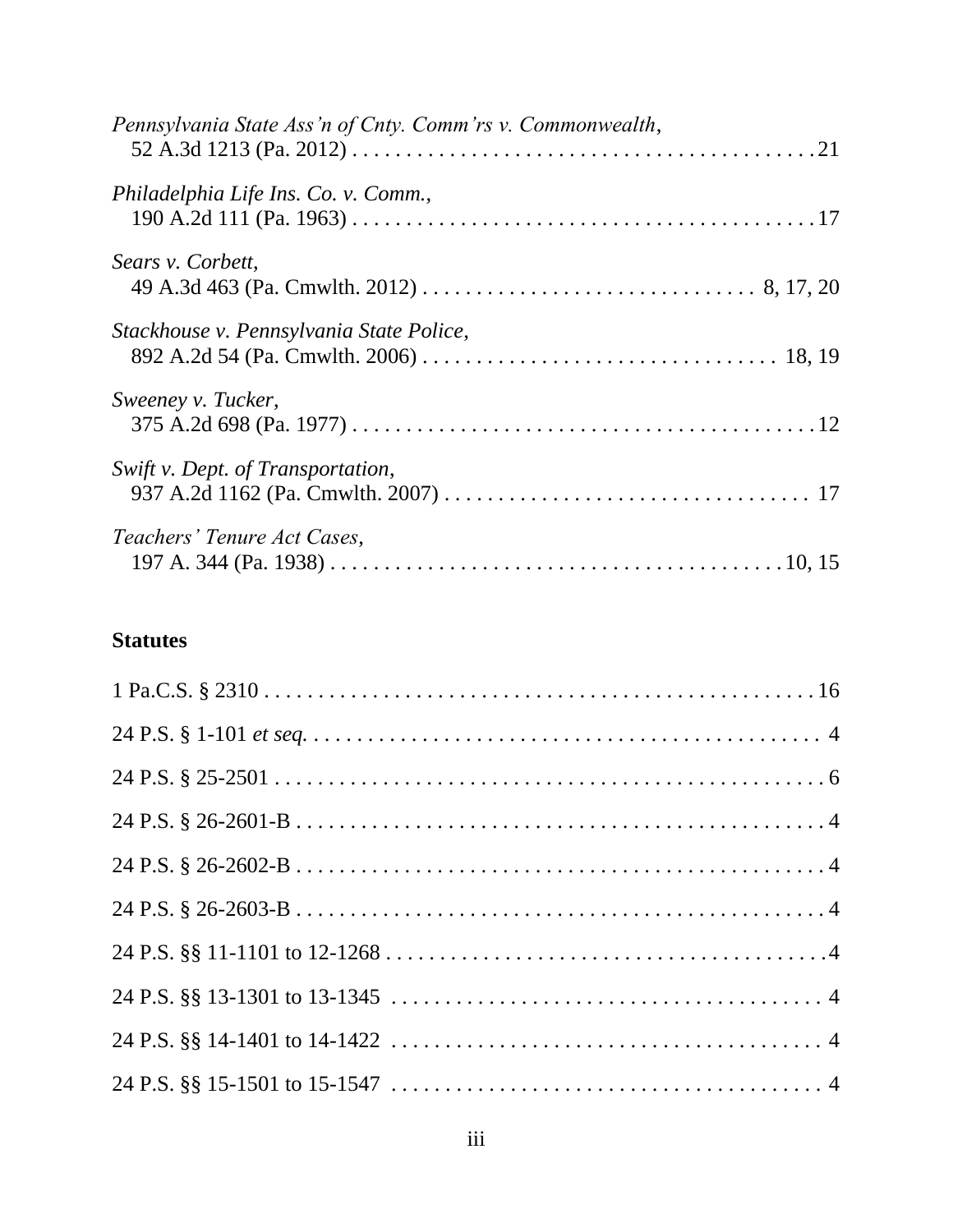*Pennsylvania State Ass'n of Cnty. Comm'rs v. Commonwealth*,
52 A.3d 1213 (Pa. 2012) . . . . . . . . . . . . . . . . . . . . . . . . . . . . . . . . . . . . . . . . . . . . 21

*Philadelphia Life Ins. Co. v. Comm.*,
190 A.2d 111 (Pa. 1963) . . . . . . . . . . . . . . . . . . . . . . . . . . . . . . . . . . . . . . . . . . . . 17

*Sears v. Corbett*,
49 A.3d 463 (Pa. Cmwlth. 2012) . . . . . . . . . . . . . . . . . . . . . . . . . . . . . . . 8, 17, 20

*Stackhouse v. Pennsylvania State Police*,
892 A.2d 54 (Pa. Cmwlth. 2006) . . . . . . . . . . . . . . . . . . . . . . . . . . . . . . . . . 18, 19

*Sweeney v. Tucker*,
375 A.2d 698 (Pa. 1977) . . . . . . . . . . . . . . . . . . . . . . . . . . . . . . . . . . . . . . . . . . . . 12

*Swift v. Dept. of Transportation*,
937 A.2d 1162 (Pa. Cmwlth. 2007) . . . . . . . . . . . . . . . . . . . . . . . . . . . . . . . . . . 17

*Teachers' Tenure Act Cases*,
197 A. 344 (Pa. 1938) . . . . . . . . . . . . . . . . . . . . . . . . . . . . . . . . . . . . . . . . . . . 10, 15

**Statutes**

1 Pa.C.S. § 2310 . . . . . . . . . . . . . . . . . . . . . . . . . . . . . . . . . . . . . . . . . . . . . . . . . . . . 16

24 P.S. § 1-101 *et seq.* . . . . . . . . . . . . . . . . . . . . . . . . . . . . . . . . . . . . . . . . . . . . . . . 4

24 P.S. § 25-2501 . . . . . . . . . . . . . . . . . . . . . . . . . . . . . . . . . . . . . . . . . . . . . . . . . . . . 6

24 P.S. § 26-2601-B . . . . . . . . . . . . . . . . . . . . . . . . . . . . . . . . . . . . . . . . . . . . . . . . . . 4

24 P.S. § 26-2602-B . . . . . . . . . . . . . . . . . . . . . . . . . . . . . . . . . . . . . . . . . . . . . . . . . . 4

24 P.S. § 26-2603-B . . . . . . . . . . . . . . . . . . . . . . . . . . . . . . . . . . . . . . . . . . . . . . . . . . 4

24 P.S. §§ 11-1101 to 12-1268 . . . . . . . . . . . . . . . . . . . . . . . . . . . . . . . . . . . . . . . . . .4

24 P.S. §§ 13-1301 to 13-1345 . . . . . . . . . . . . . . . . . . . . . . . . . . . . . . . . . . . . . . . . . 4

24 P.S. §§ 14-1401 to 14-1422 . . . . . . . . . . . . . . . . . . . . . . . . . . . . . . . . . . . . . . . . . 4

24 P.S. §§ 15-1501 to 15-1547 . . . . . . . . . . . . . . . . . . . . . . . . . . . . . . . . . . . . . . . . . 4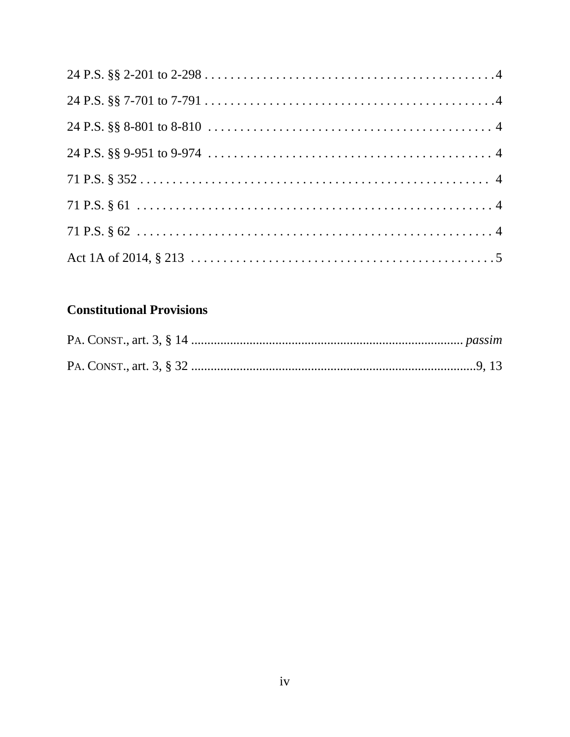24 P.S. §§ 2-201 to 2-298 . . . . . . . . . . . . . . . . . . . . . . . . . . . . . . . . . . . . . . . . . . . . . 4

24 P.S. §§ 7-701 to 7-791 . . . . . . . . . . . . . . . . . . . . . . . . . . . . . . . . . . . . . . . . . . . . . 4

24 P.S. §§ 8-801 to 8-810 . . . . . . . . . . . . . . . . . . . . . . . . . . . . . . . . . . . . . . . . . . . . . 4

24 P.S. §§ 9-951 to 9-974 . . . . . . . . . . . . . . . . . . . . . . . . . . . . . . . . . . . . . . . . . . . . . 4

71 P.S. § 352 . . . . . . . . . . . . . . . . . . . . . . . . . . . . . . . . . . . . . . . . . . . . . . . . . . . . . 4

71 P.S. § 61 . . . . . . . . . . . . . . . . . . . . . . . . . . . . . . . . . . . . . . . . . . . . . . . . . . . . . . 4

71 P.S. § 62 . . . . . . . . . . . . . . . . . . . . . . . . . . . . . . . . . . . . . . . . . . . . . . . . . . . . . . 4

Act 1A of 2014, § 213 . . . . . . . . . . . . . . . . . . . . . . . . . . . . . . . . . . . . . . . . . . . . . . . 5

**Constitutional Provisions**

PA. CONST., art. 3, § 14 .................................................................................... *passim*

PA. CONST., art. 3, § 32 ........................................................................................9, 13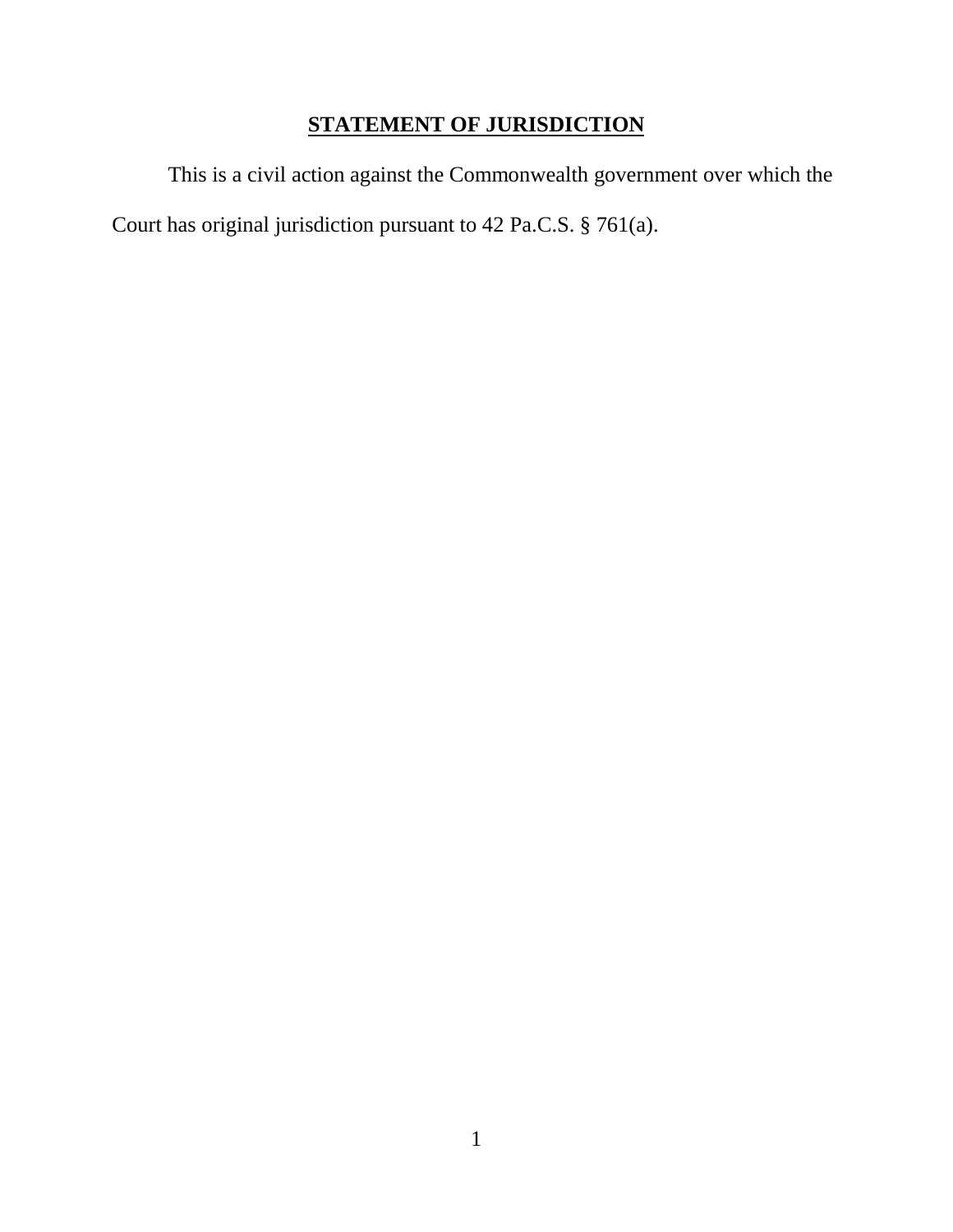## **STATEMENT OF JURISDICTION**

This is a civil action against the Commonwealth government over which the Court has original jurisdiction pursuant to 42 Pa.C.S. § 761(a).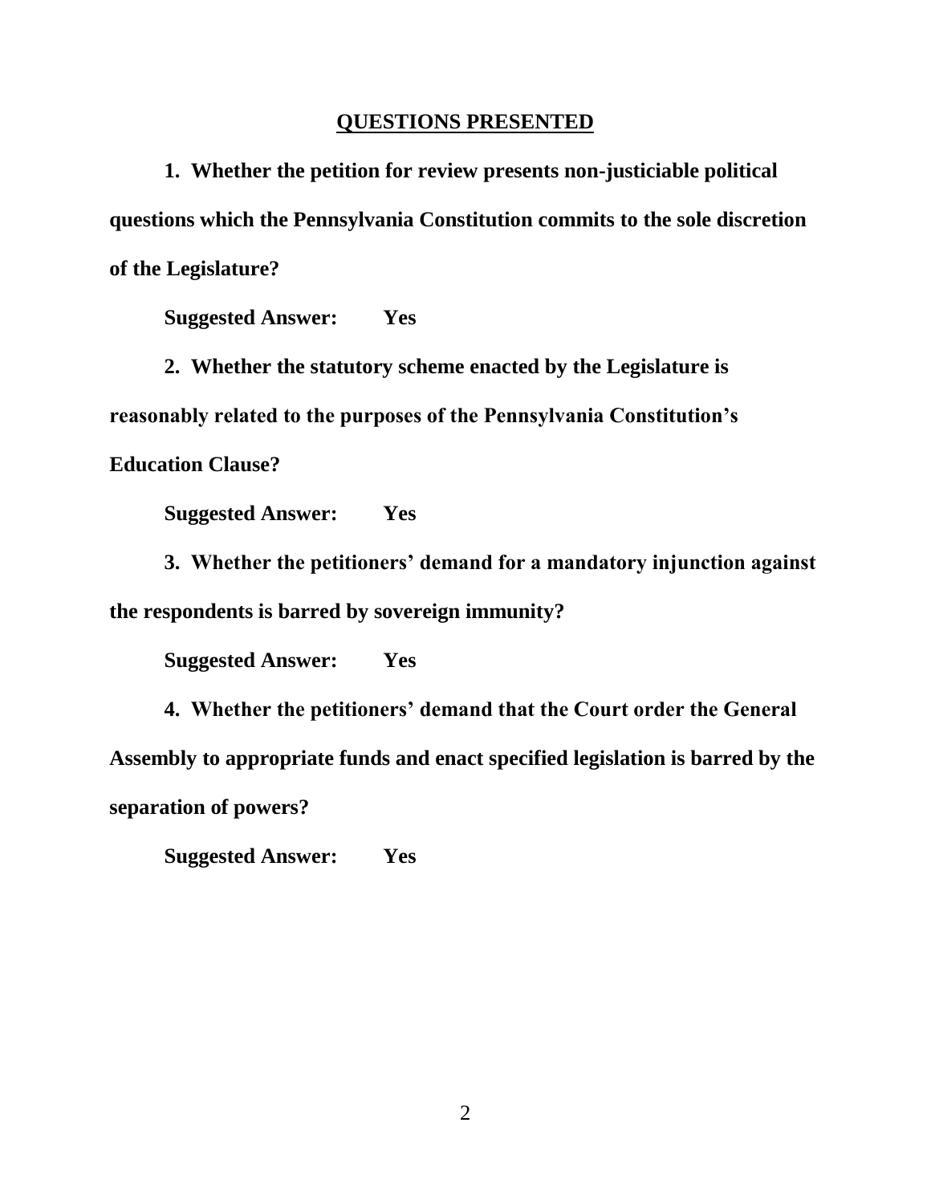## QUESTIONS PRESENTED

**1. Whether the petition for review presents non-justiciable political questions which the Pennsylvania Constitution commits to the sole discretion of the Legislature?**

**Suggested Answer: Yes**

**2. Whether the statutory scheme enacted by the Legislature is reasonably related to the purposes of the Pennsylvania Constitution's Education Clause?**

**Suggested Answer: Yes**

**3. Whether the petitioners' demand for a mandatory injunction against the respondents is barred by sovereign immunity?**

**Suggested Answer: Yes**

**4. Whether the petitioners' demand that the Court order the General Assembly to appropriate funds and enact specified legislation is barred by the separation of powers?**

**Suggested Answer: Yes**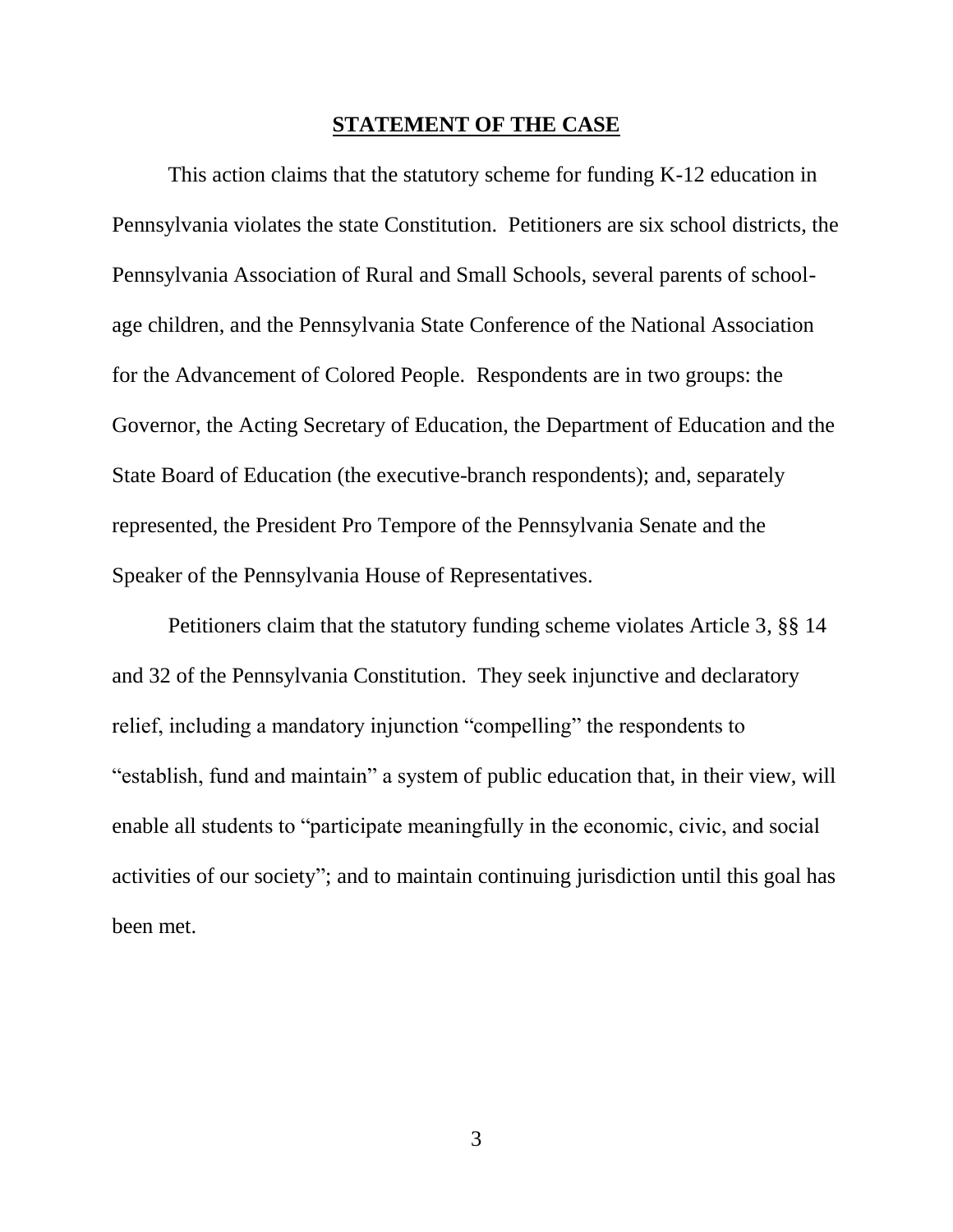## STATEMENT OF THE CASE

This action claims that the statutory scheme for funding K-12 education in Pennsylvania violates the state Constitution. Petitioners are six school districts, the Pennsylvania Association of Rural and Small Schools, several parents of school-age children, and the Pennsylvania State Conference of the National Association for the Advancement of Colored People. Respondents are in two groups: the Governor, the Acting Secretary of Education, the Department of Education and the State Board of Education (the executive-branch respondents); and, separately represented, the President Pro Tempore of the Pennsylvania Senate and the Speaker of the Pennsylvania House of Representatives.

Petitioners claim that the statutory funding scheme violates Article 3, §§ 14 and 32 of the Pennsylvania Constitution. They seek injunctive and declaratory relief, including a mandatory injunction "compelling" the respondents to "establish, fund and maintain" a system of public education that, in their view, will enable all students to "participate meaningfully in the economic, civic, and social activities of our society"; and to maintain continuing jurisdiction until this goal has been met.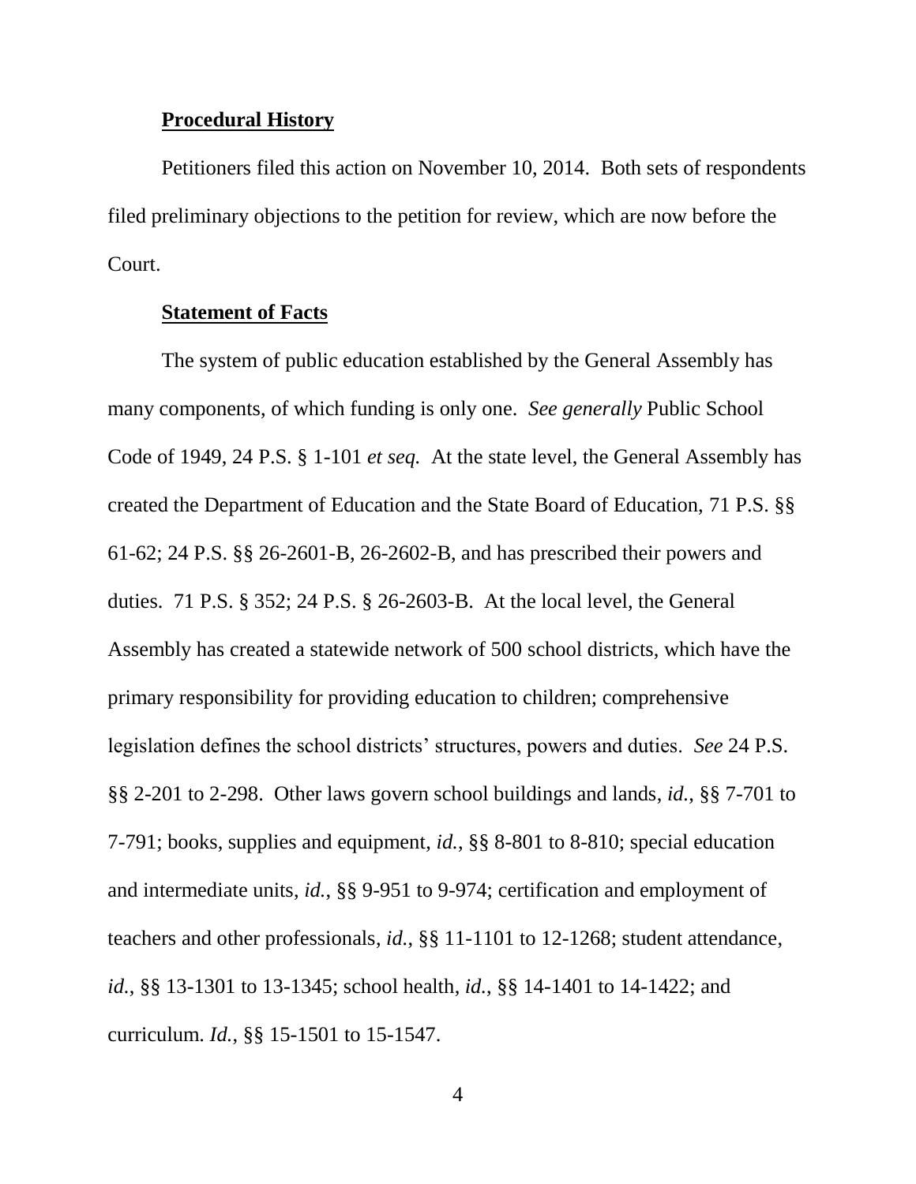**Procedural History**

Petitioners filed this action on November 10, 2014. Both sets of respondents filed preliminary objections to the petition for review, which are now before the Court.

**Statement of Facts**

The system of public education established by the General Assembly has many components, of which funding is only one. *See generally* Public School Code of 1949, 24 P.S. § 1-101 *et seq.* At the state level, the General Assembly has created the Department of Education and the State Board of Education, 71 P.S. §§ 61-62; 24 P.S. §§ 26-2601-B, 26-2602-B, and has prescribed their powers and duties. 71 P.S. § 352; 24 P.S. § 26-2603-B. At the local level, the General Assembly has created a statewide network of 500 school districts, which have the primary responsibility for providing education to children; comprehensive legislation defines the school districts' structures, powers and duties. *See* 24 P.S. §§ 2-201 to 2-298. Other laws govern school buildings and lands, *id.*, §§ 7-701 to 7-791; books, supplies and equipment, *id.*, §§ 8-801 to 8-810; special education and intermediate units, *id.*, §§ 9-951 to 9-974; certification and employment of teachers and other professionals, *id.*, §§ 11-1101 to 12-1268; student attendance, *id.*, §§ 13-1301 to 13-1345; school health, *id.*, §§ 14-1401 to 14-1422; and curriculum. *Id.*, §§ 15-1501 to 15-1547.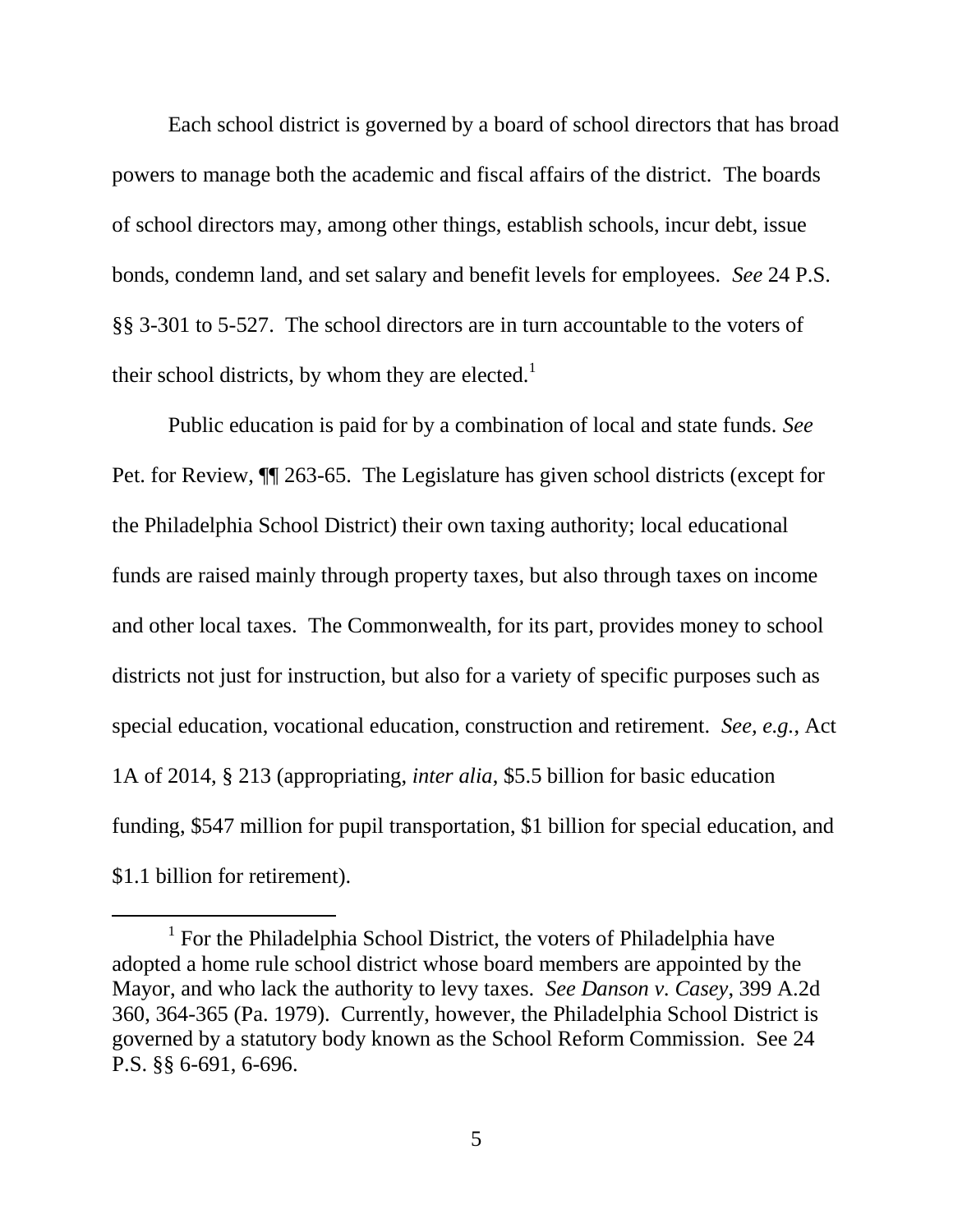Each school district is governed by a board of school directors that has broad powers to manage both the academic and fiscal affairs of the district. The boards of school directors may, among other things, establish schools, incur debt, issue bonds, condemn land, and set salary and benefit levels for employees. *See* 24 P.S. §§ 3-301 to 5-527. The school directors are in turn accountable to the voters of their school districts, by whom they are elected.[1]

Public education is paid for by a combination of local and state funds. *See* Pet. for Review, ¶¶ 263-65. The Legislature has given school districts (except for the Philadelphia School District) their own taxing authority; local educational funds are raised mainly through property taxes, but also through taxes on income and other local taxes. The Commonwealth, for its part, provides money to school districts not just for instruction, but also for a variety of specific purposes such as special education, vocational education, construction and retirement. *See, e.g.*, Act 1A of 2014, § 213 (appropriating, *inter alia*, $5.5 billion for basic education funding, $547 million for pupil transportation, $1 billion for special education, and $1.1 billion for retirement).

---

[1] For the Philadelphia School District, the voters of Philadelphia have adopted a home rule school district whose board members are appointed by the Mayor, and who lack the authority to levy taxes. *See Danson v. Casey*, 399 A.2d 360, 364-365 (Pa. 1979). Currently, however, the Philadelphia School District is governed by a statutory body known as the School Reform Commission. See 24 P.S. §§ 6-691, 6-696.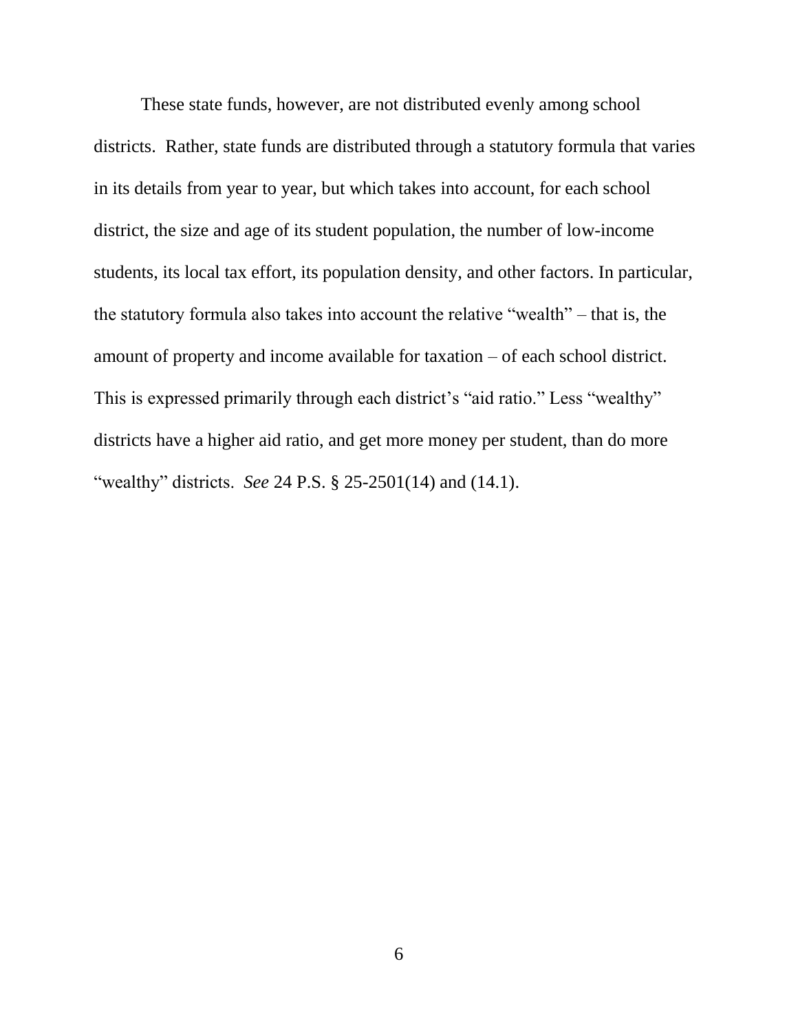These state funds, however, are not distributed evenly among school districts. Rather, state funds are distributed through a statutory formula that varies in its details from year to year, but which takes into account, for each school district, the size and age of its student population, the number of low-income students, its local tax effort, its population density, and other factors. In particular, the statutory formula also takes into account the relative "wealth" – that is, the amount of property and income available for taxation – of each school district. This is expressed primarily through each district's "aid ratio." Less "wealthy" districts have a higher aid ratio, and get more money per student, than do more "wealthy" districts. *See* 24 P.S. § 25-2501(14) and (14.1).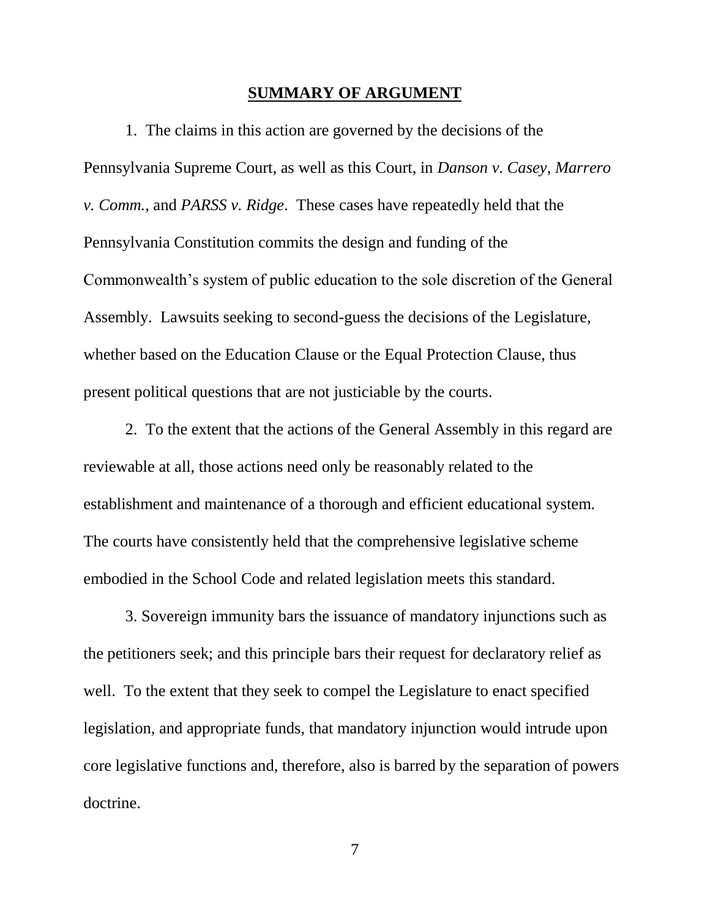## **SUMMARY OF ARGUMENT**

1. The claims in this action are governed by the decisions of the Pennsylvania Supreme Court, as well as this Court, in *Danson v. Casey*, *Marrero v. Comm.*, and *PARSS v. Ridge*. These cases have repeatedly held that the Pennsylvania Constitution commits the design and funding of the Commonwealth's system of public education to the sole discretion of the General Assembly. Lawsuits seeking to second-guess the decisions of the Legislature, whether based on the Education Clause or the Equal Protection Clause, thus present political questions that are not justiciable by the courts.

2. To the extent that the actions of the General Assembly in this regard are reviewable at all, those actions need only be reasonably related to the establishment and maintenance of a thorough and efficient educational system. The courts have consistently held that the comprehensive legislative scheme embodied in the School Code and related legislation meets this standard.

3. Sovereign immunity bars the issuance of mandatory injunctions such as the petitioners seek; and this principle bars their request for declaratory relief as well. To the extent that they seek to compel the Legislature to enact specified legislation, and appropriate funds, that mandatory injunction would intrude upon core legislative functions and, therefore, also is barred by the separation of powers doctrine.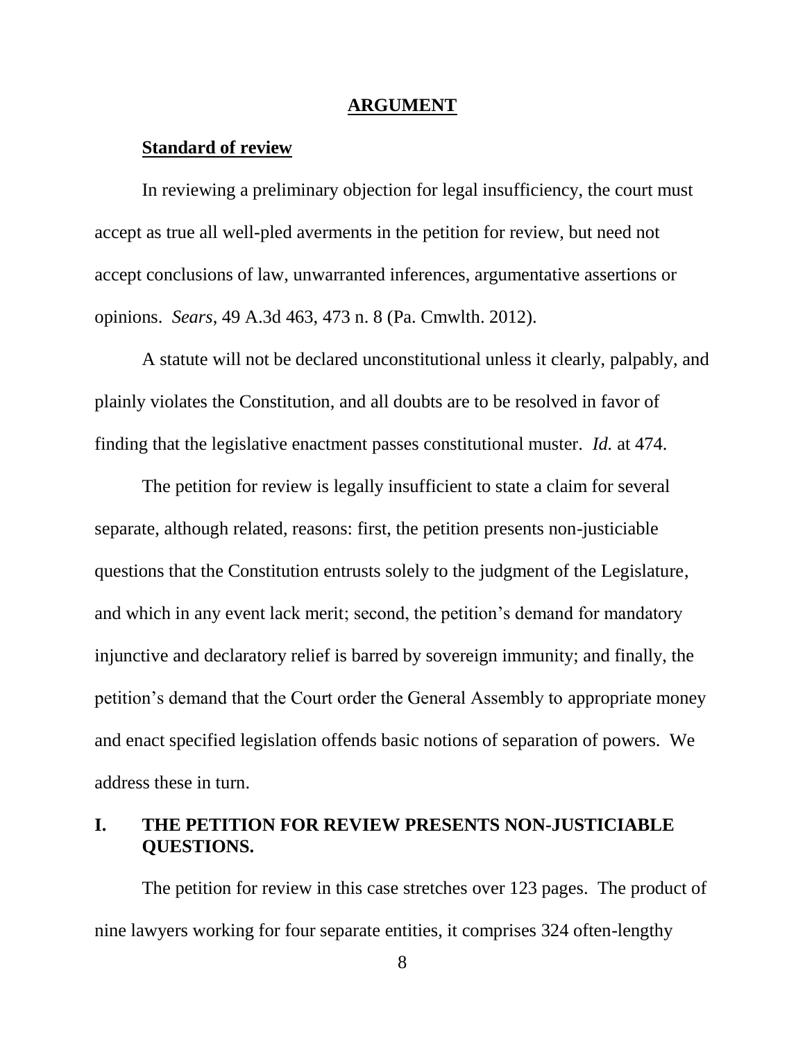## ARGUMENT

### Standard of review

In reviewing a preliminary objection for legal insufficiency, the court must accept as true all well-pled averments in the petition for review, but need not accept conclusions of law, unwarranted inferences, argumentative assertions or opinions. *Sears*, 49 A.3d 463, 473 n. 8 (Pa. Cmwlth. 2012).

A statute will not be declared unconstitutional unless it clearly, palpably, and plainly violates the Constitution, and all doubts are to be resolved in favor of finding that the legislative enactment passes constitutional muster. *Id.* at 474.

The petition for review is legally insufficient to state a claim for several separate, although related, reasons: first, the petition presents non-justiciable questions that the Constitution entrusts solely to the judgment of the Legislature, and which in any event lack merit; second, the petition's demand for mandatory injunctive and declaratory relief is barred by sovereign immunity; and finally, the petition's demand that the Court order the General Assembly to appropriate money and enact specified legislation offends basic notions of separation of powers. We address these in turn.

## I. THE PETITION FOR REVIEW PRESENTS NON-JUSTICIABLE QUESTIONS.

The petition for review in this case stretches over 123 pages. The product of nine lawyers working for four separate entities, it comprises 324 often-lengthy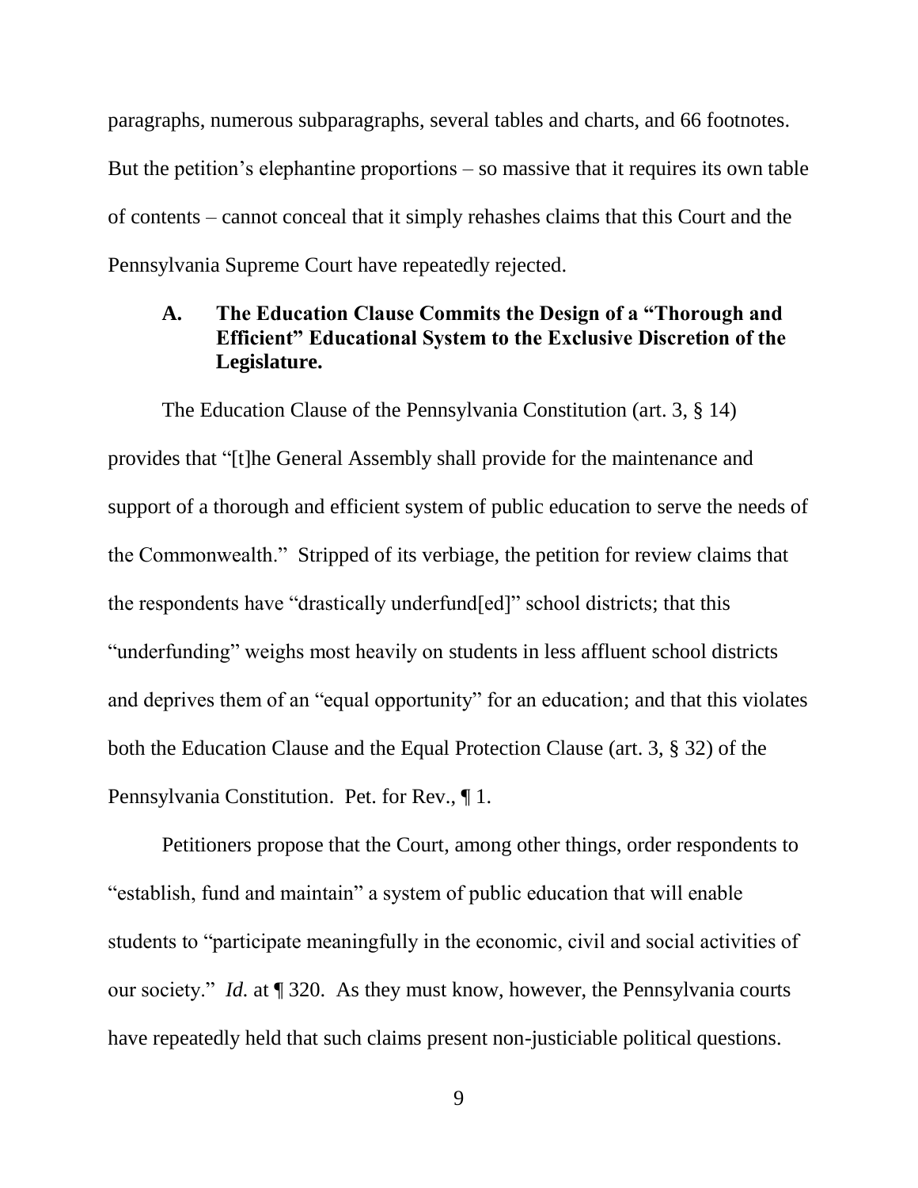paragraphs, numerous subparagraphs, several tables and charts, and 66 footnotes. But the petition's elephantine proportions – so massive that it requires its own table of contents – cannot conceal that it simply rehashes claims that this Court and the Pennsylvania Supreme Court have repeatedly rejected.

### A. The Education Clause Commits the Design of a "Thorough and Efficient" Educational System to the Exclusive Discretion of the Legislature.

The Education Clause of the Pennsylvania Constitution (art. 3, § 14) provides that "[t]he General Assembly shall provide for the maintenance and support of a thorough and efficient system of public education to serve the needs of the Commonwealth." Stripped of its verbiage, the petition for review claims that the respondents have "drastically underfund[ed]" school districts; that this "underfunding" weighs most heavily on students in less affluent school districts and deprives them of an "equal opportunity" for an education; and that this violates both the Education Clause and the Equal Protection Clause (art. 3, § 32) of the Pennsylvania Constitution. Pet. for Rev., ¶ 1.

Petitioners propose that the Court, among other things, order respondents to "establish, fund and maintain" a system of public education that will enable students to "participate meaningfully in the economic, civil and social activities of our society." *Id.* at ¶ 320. As they must know, however, the Pennsylvania courts have repeatedly held that such claims present non-justiciable political questions.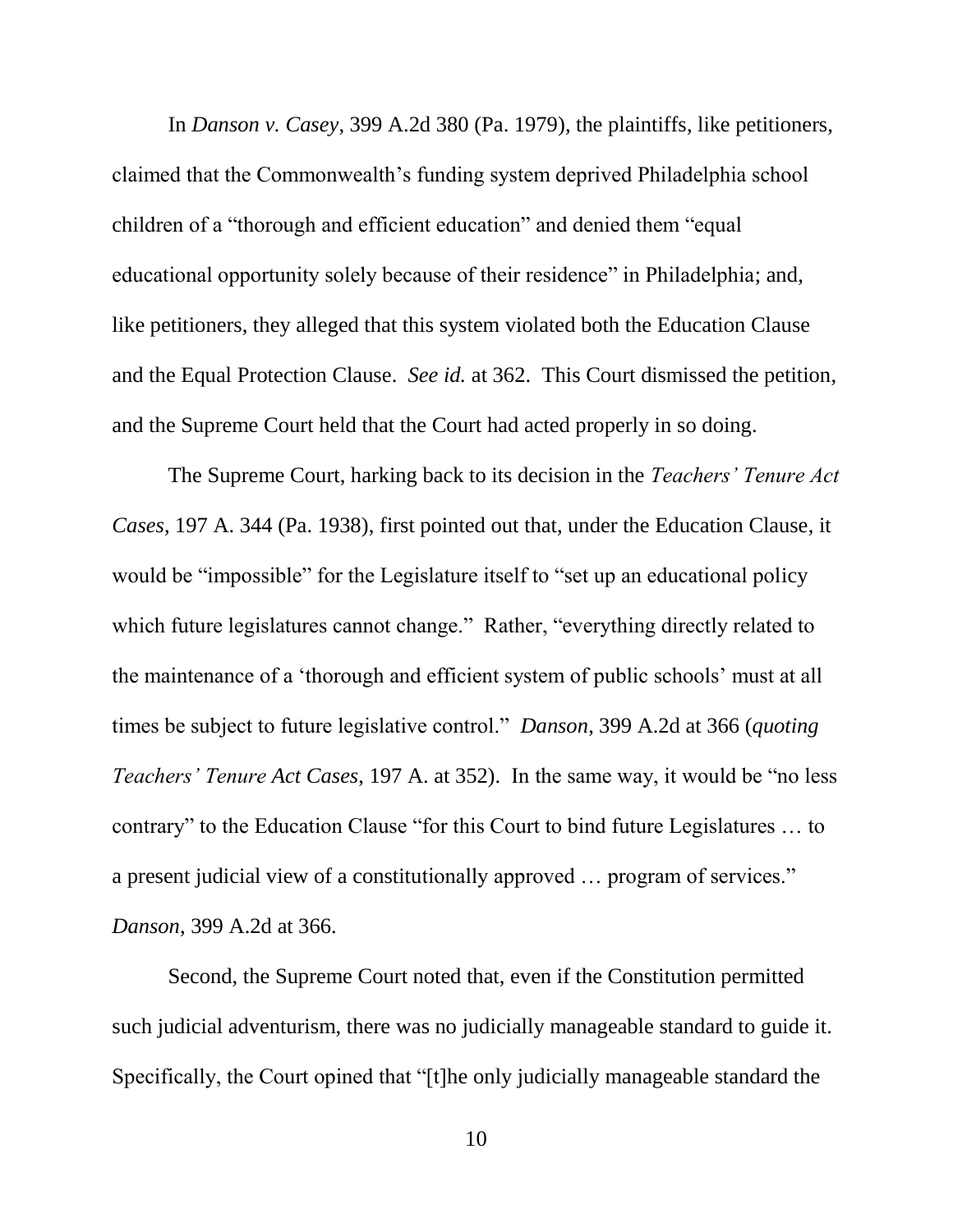In *Danson v. Casey*, 399 A.2d 380 (Pa. 1979), the plaintiffs, like petitioners, claimed that the Commonwealth's funding system deprived Philadelphia school children of a "thorough and efficient education" and denied them "equal educational opportunity solely because of their residence" in Philadelphia; and, like petitioners, they alleged that this system violated both the Education Clause and the Equal Protection Clause. *See id.* at 362. This Court dismissed the petition, and the Supreme Court held that the Court had acted properly in so doing.

The Supreme Court, harking back to its decision in the *Teachers' Tenure Act Cases*, 197 A. 344 (Pa. 1938), first pointed out that, under the Education Clause, it would be "impossible" for the Legislature itself to "set up an educational policy which future legislatures cannot change." Rather, "everything directly related to the maintenance of a 'thorough and efficient system of public schools' must at all times be subject to future legislative control." *Danson*, 399 A.2d at 366 (*quoting Teachers' Tenure Act Cases*, 197 A. at 352). In the same way, it would be "no less contrary" to the Education Clause "for this Court to bind future Legislatures … to a present judicial view of a constitutionally approved … program of services." *Danson*, 399 A.2d at 366.

Second, the Supreme Court noted that, even if the Constitution permitted such judicial adventurism, there was no judicially manageable standard to guide it. Specifically, the Court opined that "[t]he only judicially manageable standard the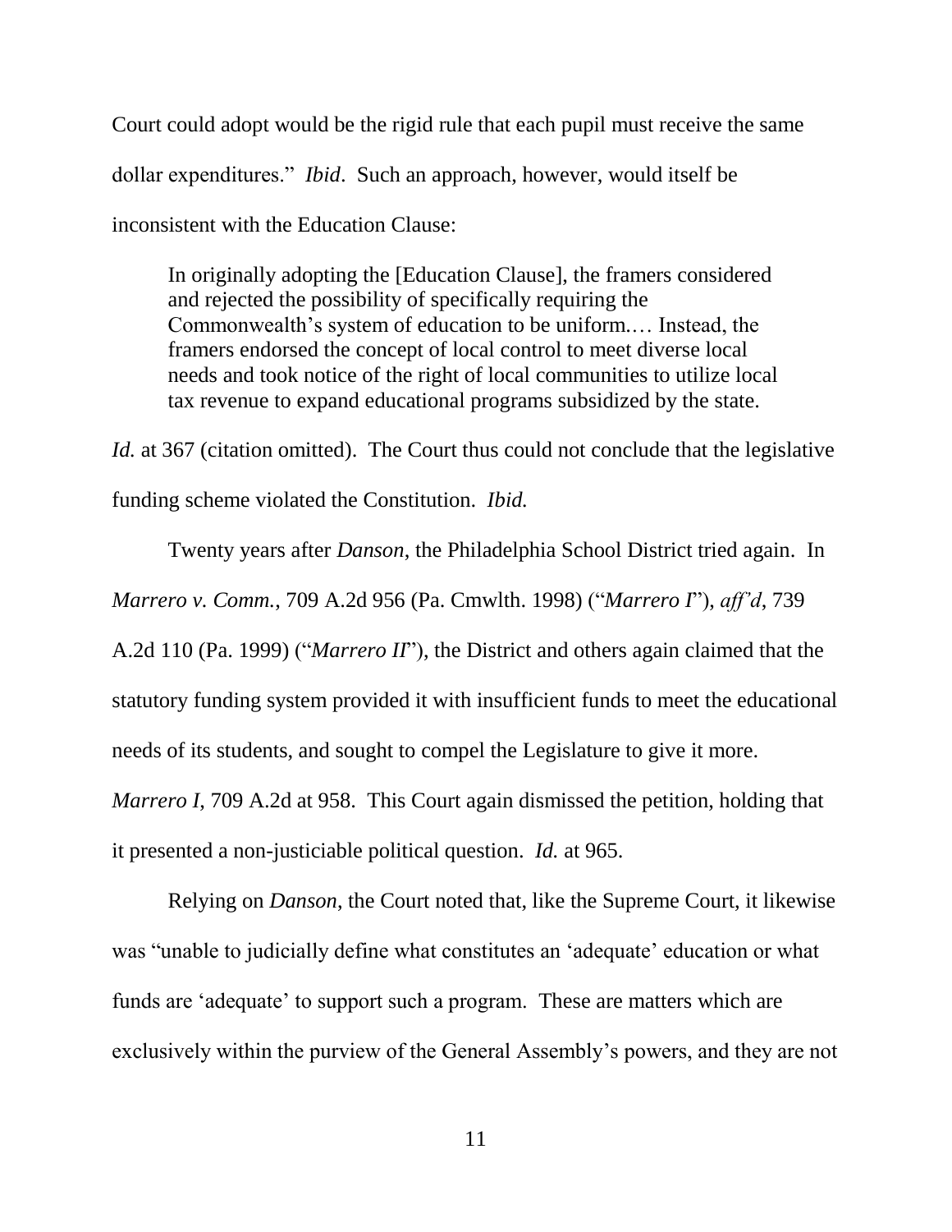Court could adopt would be the rigid rule that each pupil must receive the same dollar expenditures." *Ibid*. Such an approach, however, would itself be inconsistent with the Education Clause:

> In originally adopting the [Education Clause], the framers considered and rejected the possibility of specifically requiring the Commonwealth's system of education to be uniform.… Instead, the framers endorsed the concept of local control to meet diverse local needs and took notice of the right of local communities to utilize local tax revenue to expand educational programs subsidized by the state.

*Id.* at 367 (citation omitted). The Court thus could not conclude that the legislative funding scheme violated the Constitution. *Ibid.*

Twenty years after *Danson*, the Philadelphia School District tried again. In *Marrero v. Comm.*, 709 A.2d 956 (Pa. Cmwlth. 1998) ("*Marrero I*"), *aff'd*, 739 A.2d 110 (Pa. 1999) ("*Marrero II*"), the District and others again claimed that the statutory funding system provided it with insufficient funds to meet the educational needs of its students, and sought to compel the Legislature to give it more. *Marrero I,* 709 A.2d at 958. This Court again dismissed the petition, holding that it presented a non-justiciable political question. *Id.* at 965.

Relying on *Danson*, the Court noted that, like the Supreme Court, it likewise was "unable to judicially define what constitutes an 'adequate' education or what funds are 'adequate' to support such a program. These are matters which are exclusively within the purview of the General Assembly's powers, and they are not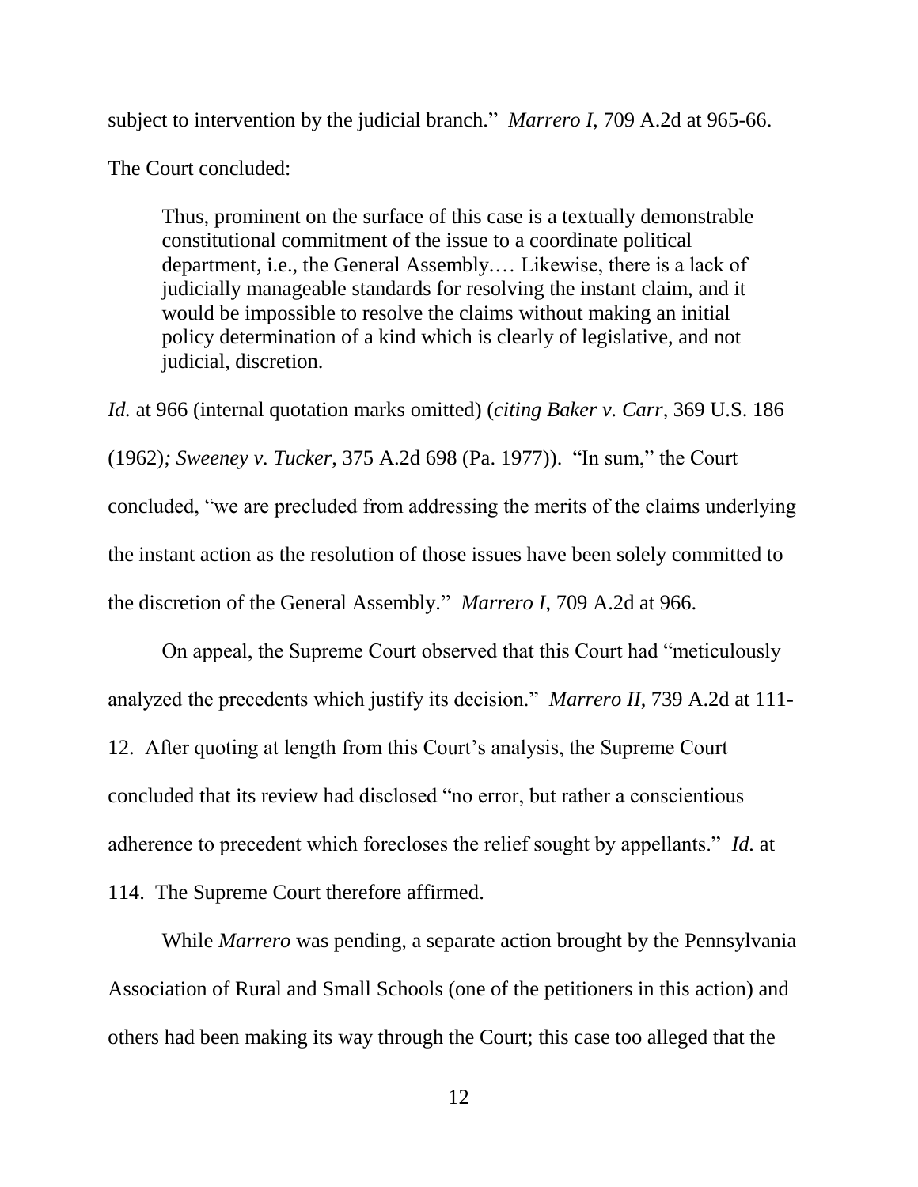subject to intervention by the judicial branch." *Marrero I*, 709 A.2d at 965-66. The Court concluded:

> Thus, prominent on the surface of this case is a textually demonstrable constitutional commitment of the issue to a coordinate political department, i.e., the General Assembly.… Likewise, there is a lack of judicially manageable standards for resolving the instant claim, and it would be impossible to resolve the claims without making an initial policy determination of a kind which is clearly of legislative, and not judicial, discretion.

*Id.* at 966 (internal quotation marks omitted) (*citing Baker v. Carr*, 369 U.S. 186 (1962)*; Sweeney v. Tucker*, 375 A.2d 698 (Pa. 1977)). "In sum," the Court concluded, "we are precluded from addressing the merits of the claims underlying the instant action as the resolution of those issues have been solely committed to the discretion of the General Assembly." *Marrero I*, 709 A.2d at 966.

On appeal, the Supreme Court observed that this Court had "meticulously analyzed the precedents which justify its decision." *Marrero II*, 739 A.2d at 111-12. After quoting at length from this Court's analysis, the Supreme Court concluded that its review had disclosed "no error, but rather a conscientious adherence to precedent which forecloses the relief sought by appellants." *Id.* at 114. The Supreme Court therefore affirmed.

While *Marrero* was pending, a separate action brought by the Pennsylvania Association of Rural and Small Schools (one of the petitioners in this action) and others had been making its way through the Court; this case too alleged that the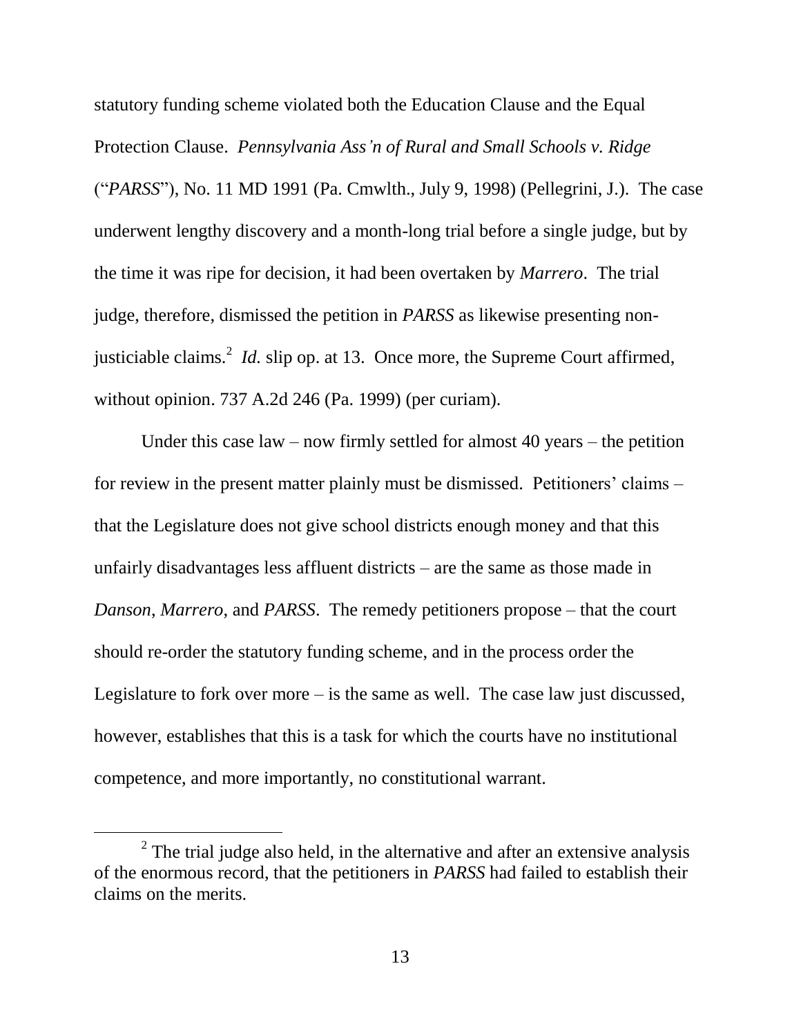statutory funding scheme violated both the Education Clause and the Equal Protection Clause. *Pennsylvania Ass'n of Rural and Small Schools v. Ridge* ("*PARSS*"), No. 11 MD 1991 (Pa. Cmwlth., July 9, 1998) (Pellegrini, J.). The case underwent lengthy discovery and a month-long trial before a single judge, but by the time it was ripe for decision, it had been overtaken by *Marrero*. The trial judge, therefore, dismissed the petition in *PARSS* as likewise presenting non-justiciable claims.[2] *Id.* slip op. at 13. Once more, the Supreme Court affirmed, without opinion. 737 A.2d 246 (Pa. 1999) (per curiam).

Under this case law – now firmly settled for almost 40 years – the petition for review in the present matter plainly must be dismissed. Petitioners' claims – that the Legislature does not give school districts enough money and that this unfairly disadvantages less affluent districts – are the same as those made in *Danson*, *Marrero*, and *PARSS*. The remedy petitioners propose – that the court should re-order the statutory funding scheme, and in the process order the Legislature to fork over more – is the same as well. The case law just discussed, however, establishes that this is a task for which the courts have no institutional competence, and more importantly, no constitutional warrant.

---

[2] The trial judge also held, in the alternative and after an extensive analysis of the enormous record, that the petitioners in *PARSS* had failed to establish their claims on the merits.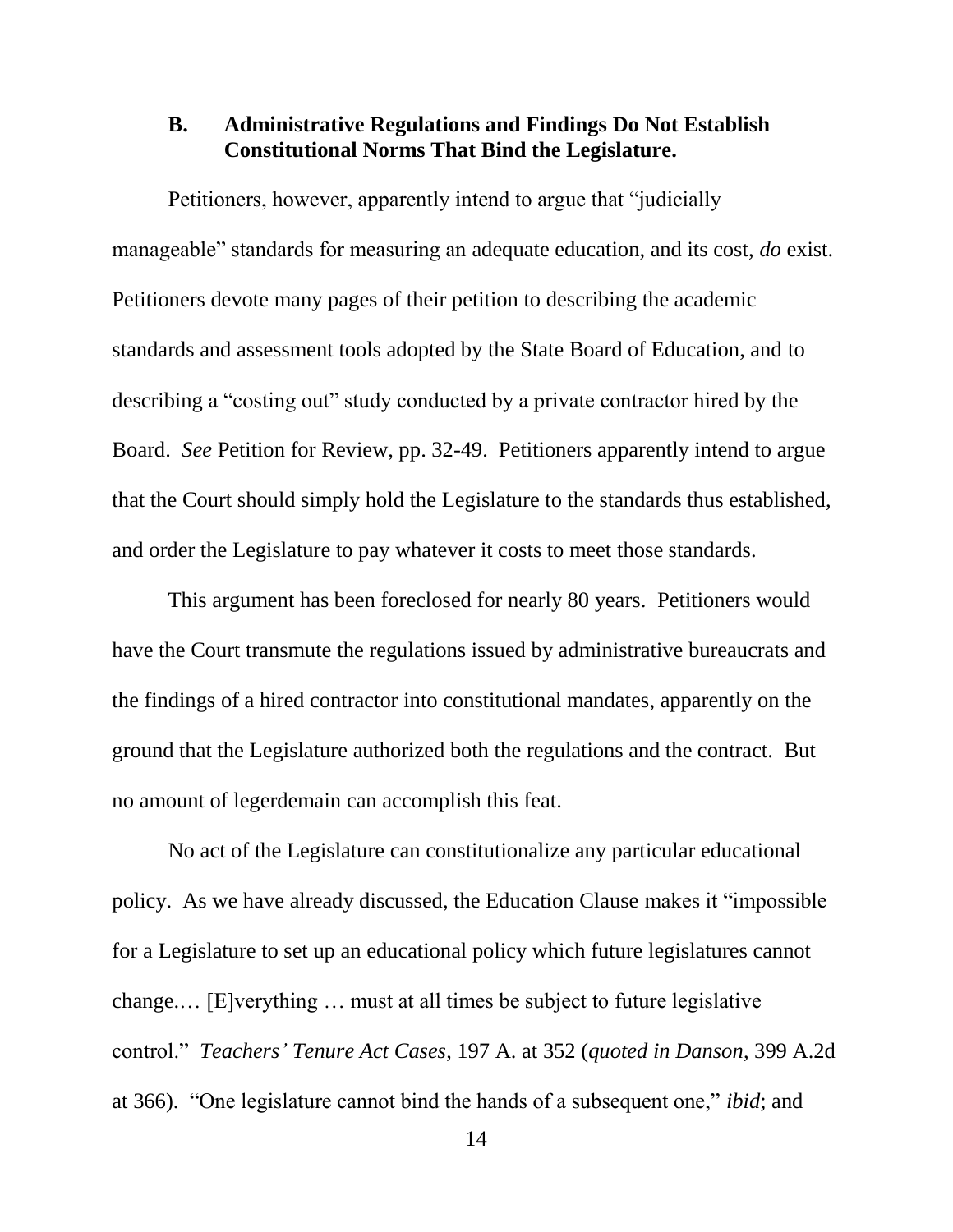### B. Administrative Regulations and Findings Do Not Establish Constitutional Norms That Bind the Legislature.

Petitioners, however, apparently intend to argue that "judicially manageable" standards for measuring an adequate education, and its cost, *do* exist. Petitioners devote many pages of their petition to describing the academic standards and assessment tools adopted by the State Board of Education, and to describing a "costing out" study conducted by a private contractor hired by the Board. *See* Petition for Review, pp. 32-49. Petitioners apparently intend to argue that the Court should simply hold the Legislature to the standards thus established, and order the Legislature to pay whatever it costs to meet those standards.

This argument has been foreclosed for nearly 80 years. Petitioners would have the Court transmute the regulations issued by administrative bureaucrats and the findings of a hired contractor into constitutional mandates, apparently on the ground that the Legislature authorized both the regulations and the contract. But no amount of legerdemain can accomplish this feat.

No act of the Legislature can constitutionalize any particular educational policy. As we have already discussed, the Education Clause makes it "impossible for a Legislature to set up an educational policy which future legislatures cannot change.… [E]verything … must at all times be subject to future legislative control." *Teachers' Tenure Act Cases*, 197 A. at 352 (*quoted in Danson*, 399 A.2d at 366). "One legislature cannot bind the hands of a subsequent one," *ibid*; and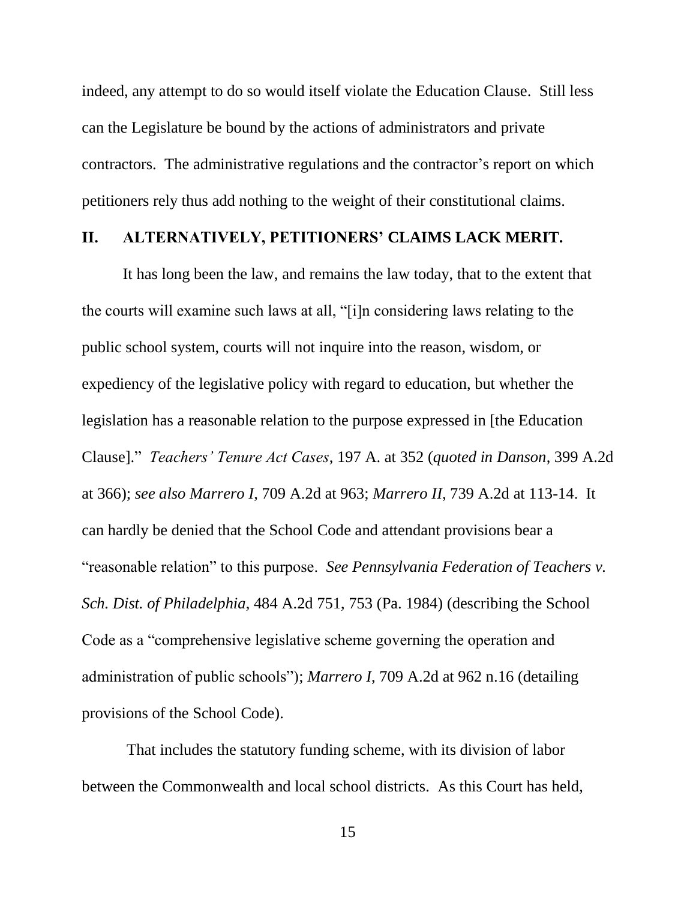indeed, any attempt to do so would itself violate the Education Clause. Still less can the Legislature be bound by the actions of administrators and private contractors. The administrative regulations and the contractor's report on which petitioners rely thus add nothing to the weight of their constitutional claims.

## II. ALTERNATIVELY, PETITIONERS' CLAIMS LACK MERIT.

It has long been the law, and remains the law today, that to the extent that the courts will examine such laws at all, "[i]n considering laws relating to the public school system, courts will not inquire into the reason, wisdom, or expediency of the legislative policy with regard to education, but whether the legislation has a reasonable relation to the purpose expressed in [the Education Clause]." *Teachers' Tenure Act Cases*, 197 A. at 352 (*quoted in Danson*, 399 A.2d at 366); *see also Marrero I*, 709 A.2d at 963; *Marrero II*, 739 A.2d at 113-14. It can hardly be denied that the School Code and attendant provisions bear a "reasonable relation" to this purpose. *See Pennsylvania Federation of Teachers v. Sch. Dist. of Philadelphia*, 484 A.2d 751, 753 (Pa. 1984) (describing the School Code as a "comprehensive legislative scheme governing the operation and administration of public schools"); *Marrero I*, 709 A.2d at 962 n.16 (detailing provisions of the School Code).

That includes the statutory funding scheme, with its division of labor between the Commonwealth and local school districts. As this Court has held,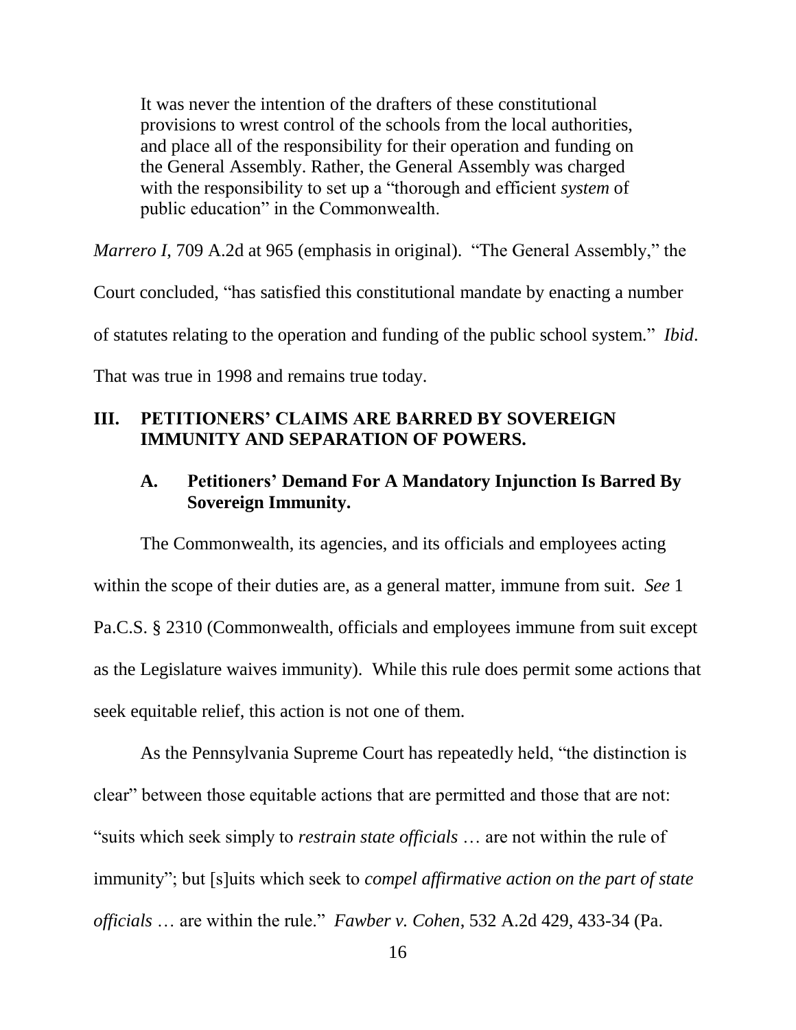> It was never the intention of the drafters of these constitutional provisions to wrest control of the schools from the local authorities, and place all of the responsibility for their operation and funding on the General Assembly. Rather, the General Assembly was charged with the responsibility to set up a "thorough and efficient *system* of public education" in the Commonwealth.

*Marrero I*, 709 A.2d at 965 (emphasis in original). "The General Assembly," the Court concluded, "has satisfied this constitutional mandate by enacting a number of statutes relating to the operation and funding of the public school system." *Ibid*. That was true in 1998 and remains true today.

## III. PETITIONERS' CLAIMS ARE BARRED BY SOVEREIGN IMMUNITY AND SEPARATION OF POWERS.

### A. Petitioners' Demand For A Mandatory Injunction Is Barred By Sovereign Immunity.

The Commonwealth, its agencies, and its officials and employees acting within the scope of their duties are, as a general matter, immune from suit. *See* 1 Pa.C.S. § 2310 (Commonwealth, officials and employees immune from suit except as the Legislature waives immunity). While this rule does permit some actions that seek equitable relief, this action is not one of them.

As the Pennsylvania Supreme Court has repeatedly held, "the distinction is clear" between those equitable actions that are permitted and those that are not: "suits which seek simply to *restrain state officials* … are not within the rule of immunity"; but [s]uits which seek to *compel affirmative action on the part of state officials* … are within the rule." *Fawber v. Cohen*, 532 A.2d 429, 433-34 (Pa.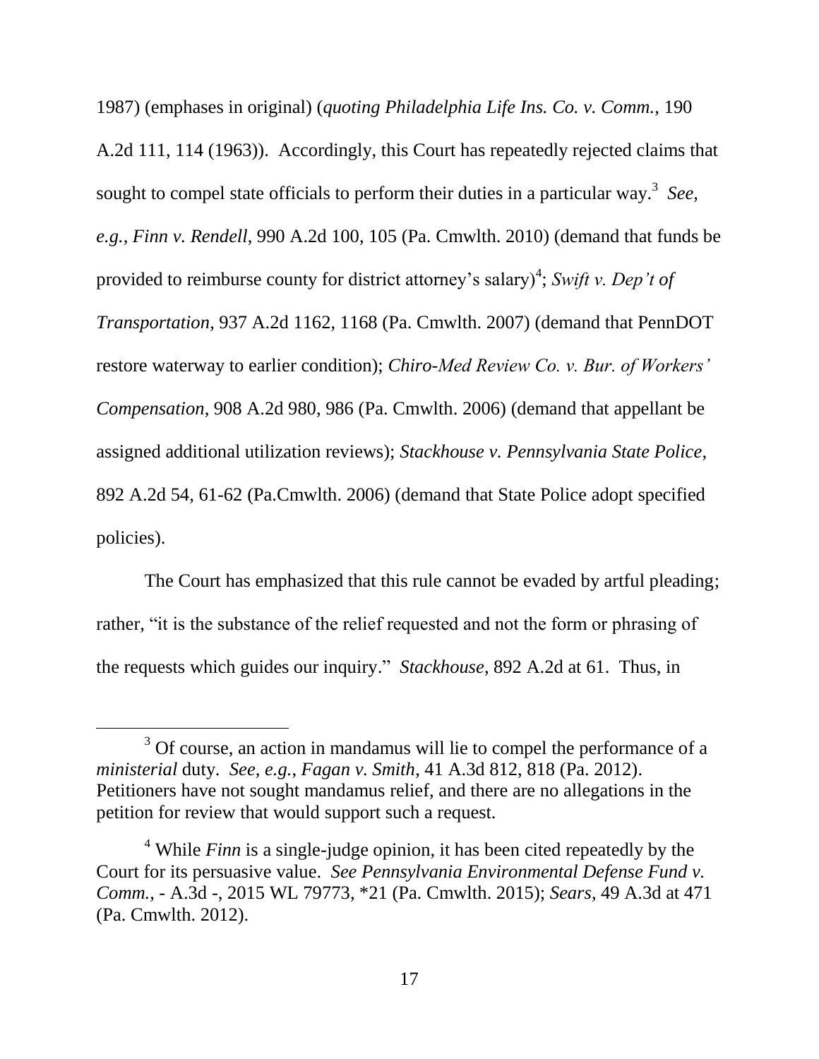1987) (emphases in original) (*quoting Philadelphia Life Ins. Co. v. Comm.*, 190 A.2d 111, 114 (1963)). Accordingly, this Court has repeatedly rejected claims that sought to compel state officials to perform their duties in a particular way.[3] *See, e.g.*, *Finn v. Rendell*, 990 A.2d 100, 105 (Pa. Cmwlth. 2010) (demand that funds be provided to reimburse county for district attorney's salary)[4]; *Swift v. Dep't of Transportation*, 937 A.2d 1162, 1168 (Pa. Cmwlth. 2007) (demand that PennDOT restore waterway to earlier condition); *Chiro-Med Review Co. v. Bur. of Workers' Compensation*, 908 A.2d 980, 986 (Pa. Cmwlth. 2006) (demand that appellant be assigned additional utilization reviews); *Stackhouse v. Pennsylvania State Police*, 892 A.2d 54, 61-62 (Pa.Cmwlth. 2006) (demand that State Police adopt specified policies).

The Court has emphasized that this rule cannot be evaded by artful pleading; rather, "it is the substance of the relief requested and not the form or phrasing of the requests which guides our inquiry." *Stackhouse*, 892 A.2d at 61. Thus, in

---

[3] Of course, an action in mandamus will lie to compel the performance of a *ministerial* duty. *See, e.g.*, *Fagan v. Smith*, 41 A.3d 812, 818 (Pa. 2012). Petitioners have not sought mandamus relief, and there are no allegations in the petition for review that would support such a request.

[4] While *Finn* is a single-judge opinion, it has been cited repeatedly by the Court for its persuasive value. *See Pennsylvania Environmental Defense Fund v. Comm.*, - A.3d -, 2015 WL 79773, *21 (Pa. Cmwlth. 2015); *Sears*, 49 A.3d at 471 (Pa. Cmwlth. 2012).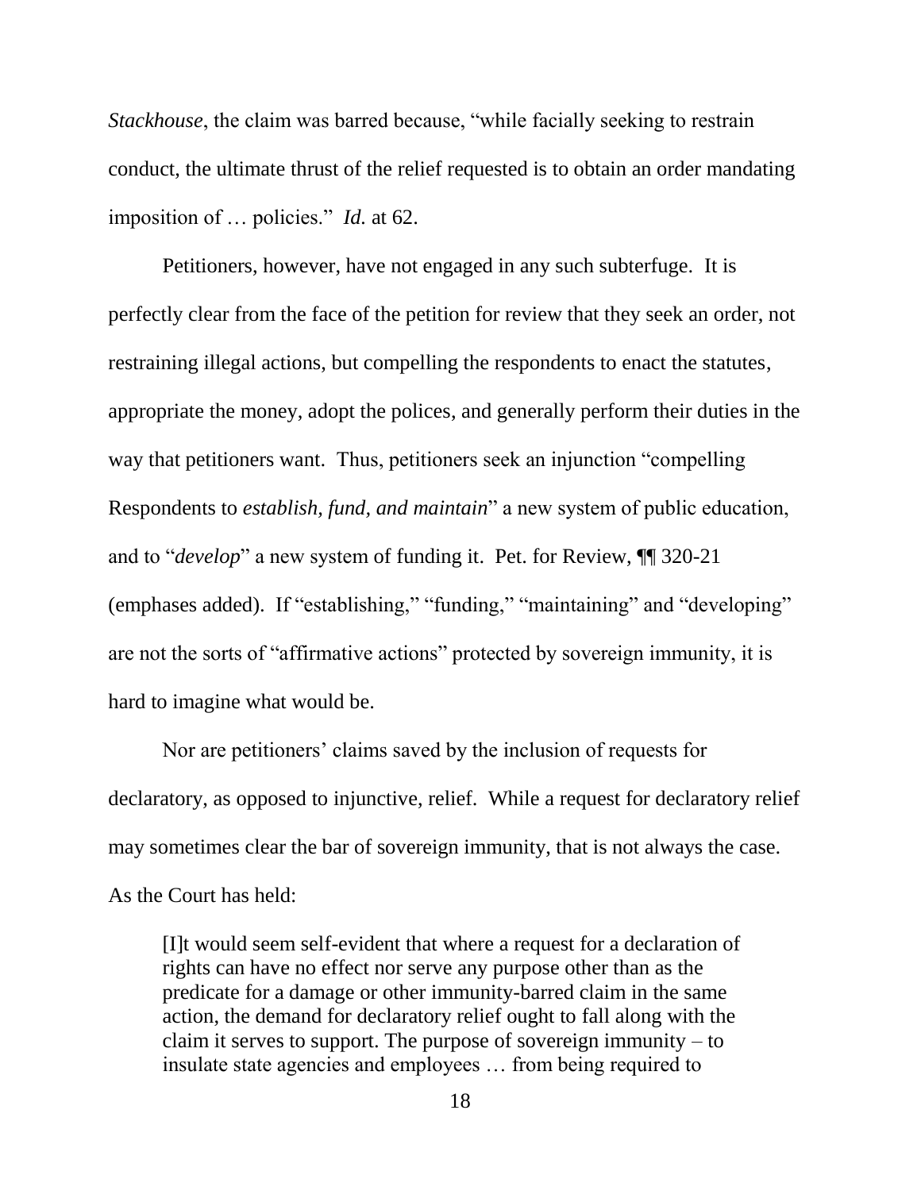*Stackhouse*, the claim was barred because, "while facially seeking to restrain conduct, the ultimate thrust of the relief requested is to obtain an order mandating imposition of … policies." *Id.* at 62.

Petitioners, however, have not engaged in any such subterfuge. It is perfectly clear from the face of the petition for review that they seek an order, not restraining illegal actions, but compelling the respondents to enact the statutes, appropriate the money, adopt the polices, and generally perform their duties in the way that petitioners want. Thus, petitioners seek an injunction "compelling Respondents to *establish, fund, and maintain*" a new system of public education, and to "*develop*" a new system of funding it. Pet. for Review, ¶¶ 320-21 (emphases added). If "establishing," "funding," "maintaining" and "developing" are not the sorts of "affirmative actions" protected by sovereign immunity, it is hard to imagine what would be.

Nor are petitioners' claims saved by the inclusion of requests for declaratory, as opposed to injunctive, relief. While a request for declaratory relief may sometimes clear the bar of sovereign immunity, that is not always the case. As the Court has held:

> [I]t would seem self-evident that where a request for a declaration of rights can have no effect nor serve any purpose other than as the predicate for a damage or other immunity-barred claim in the same action, the demand for declaratory relief ought to fall along with the claim it serves to support. The purpose of sovereign immunity – to insulate state agencies and employees … from being required to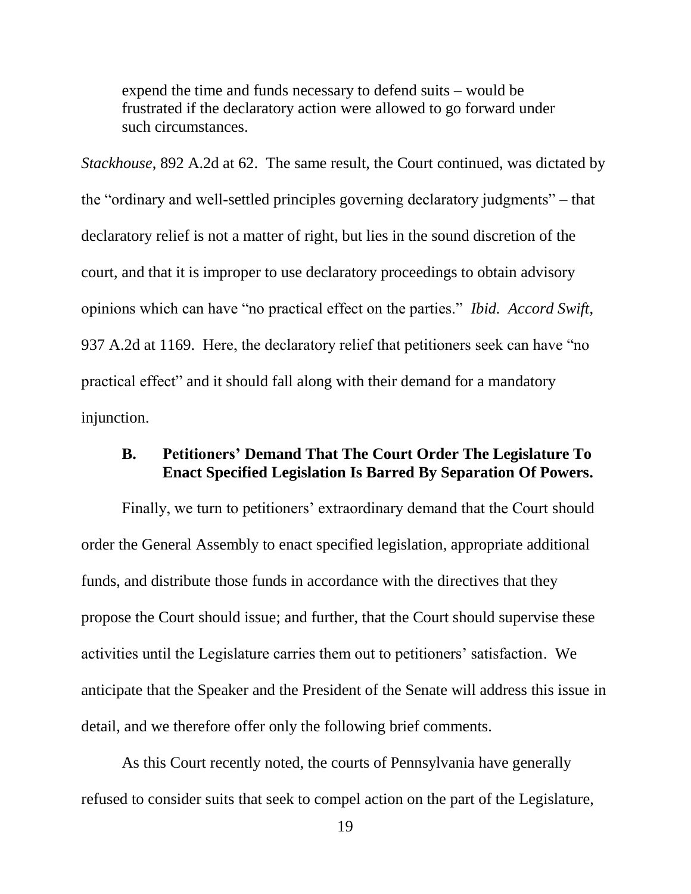expend the time and funds necessary to defend suits – would be frustrated if the declaratory action were allowed to go forward under such circumstances.

*Stackhouse*, 892 A.2d at 62. The same result, the Court continued, was dictated by the "ordinary and well-settled principles governing declaratory judgments" – that declaratory relief is not a matter of right, but lies in the sound discretion of the court, and that it is improper to use declaratory proceedings to obtain advisory opinions which can have "no practical effect on the parties." *Ibid. Accord Swift*, 937 A.2d at 1169. Here, the declaratory relief that petitioners seek can have "no practical effect" and it should fall along with their demand for a mandatory injunction.

### B. Petitioners' Demand That The Court Order The Legislature To Enact Specified Legislation Is Barred By Separation Of Powers.

Finally, we turn to petitioners' extraordinary demand that the Court should order the General Assembly to enact specified legislation, appropriate additional funds, and distribute those funds in accordance with the directives that they propose the Court should issue; and further, that the Court should supervise these activities until the Legislature carries them out to petitioners' satisfaction. We anticipate that the Speaker and the President of the Senate will address this issue in detail, and we therefore offer only the following brief comments.

As this Court recently noted, the courts of Pennsylvania have generally refused to consider suits that seek to compel action on the part of the Legislature,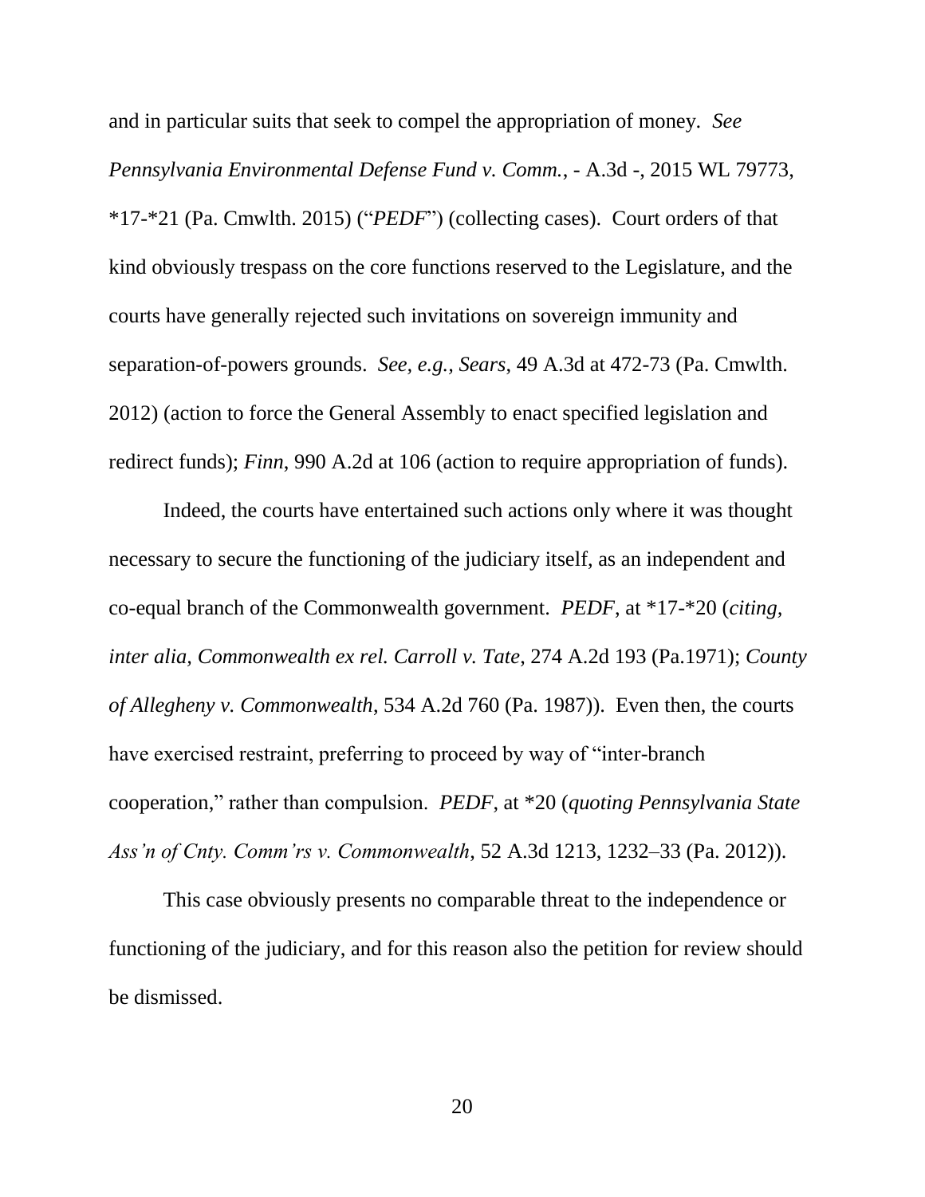and in particular suits that seek to compel the appropriation of money. *See Pennsylvania Environmental Defense Fund v. Comm.*, - A.3d -, 2015 WL 79773, *17-*21 (Pa. Cmwlth. 2015) ("*PEDF*") (collecting cases). Court orders of that kind obviously trespass on the core functions reserved to the Legislature, and the courts have generally rejected such invitations on sovereign immunity and separation-of-powers grounds. *See, e.g.*, *Sears*, 49 A.3d at 472-73 (Pa. Cmwlth. 2012) (action to force the General Assembly to enact specified legislation and redirect funds); *Finn*, 990 A.2d at 106 (action to require appropriation of funds).

Indeed, the courts have entertained such actions only where it was thought necessary to secure the functioning of the judiciary itself, as an independent and co-equal branch of the Commonwealth government. *PEDF*, at *17-*20 (*citing, inter alia*, *Commonwealth ex rel. Carroll v. Tate*, 274 A.2d 193 (Pa.1971); *County of Allegheny v. Commonwealth*, 534 A.2d 760 (Pa. 1987)). Even then, the courts have exercised restraint, preferring to proceed by way of "inter-branch cooperation," rather than compulsion. *PEDF*, at *20 (*quoting Pennsylvania State Ass'n of Cnty. Comm'rs v. Commonwealth*, 52 A.3d 1213, 1232–33 (Pa. 2012)).

This case obviously presents no comparable threat to the independence or functioning of the judiciary, and for this reason also the petition for review should be dismissed.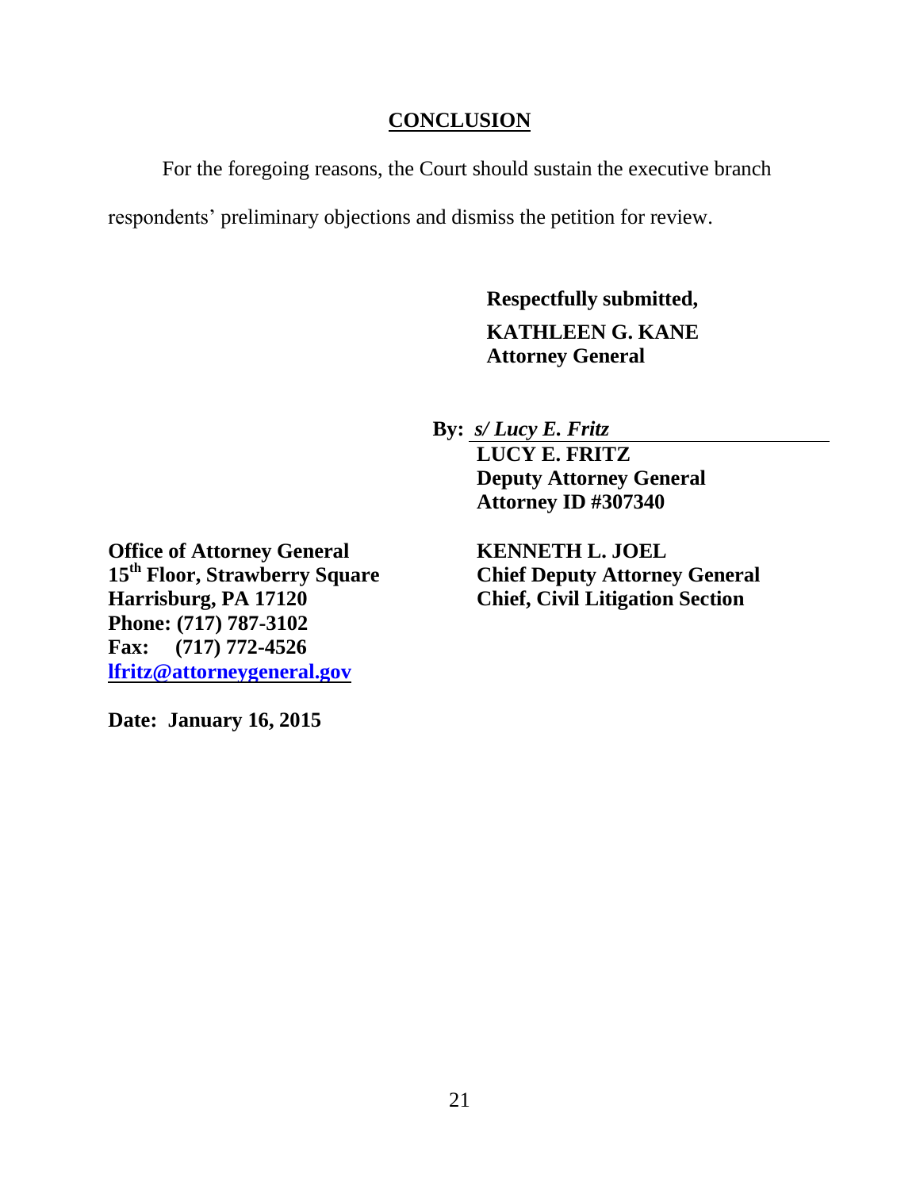## CONCLUSION

For the foregoing reasons, the Court should sustain the executive branch respondents' preliminary objections and dismiss the petition for review.

**Respectfully submitted,**

**KATHLEEN G. KANE**
**Attorney General**

**By:** ***s/ Lucy E. Fritz***
**LUCY E. FRITZ**
**Deputy Attorney General**
**Attorney ID #307340**

**KENNETH L. JOEL**
**Chief Deputy Attorney General**
**Chief, Civil Litigation Section**

**Office of Attorney General**
**15th Floor, Strawberry Square**
**Harrisburg, PA 17120**
**Phone: (717) 787-3102**
**Fax: (717) 772-4526**
**lfritz@attorneygeneral.gov**

**Date: January 16, 2015**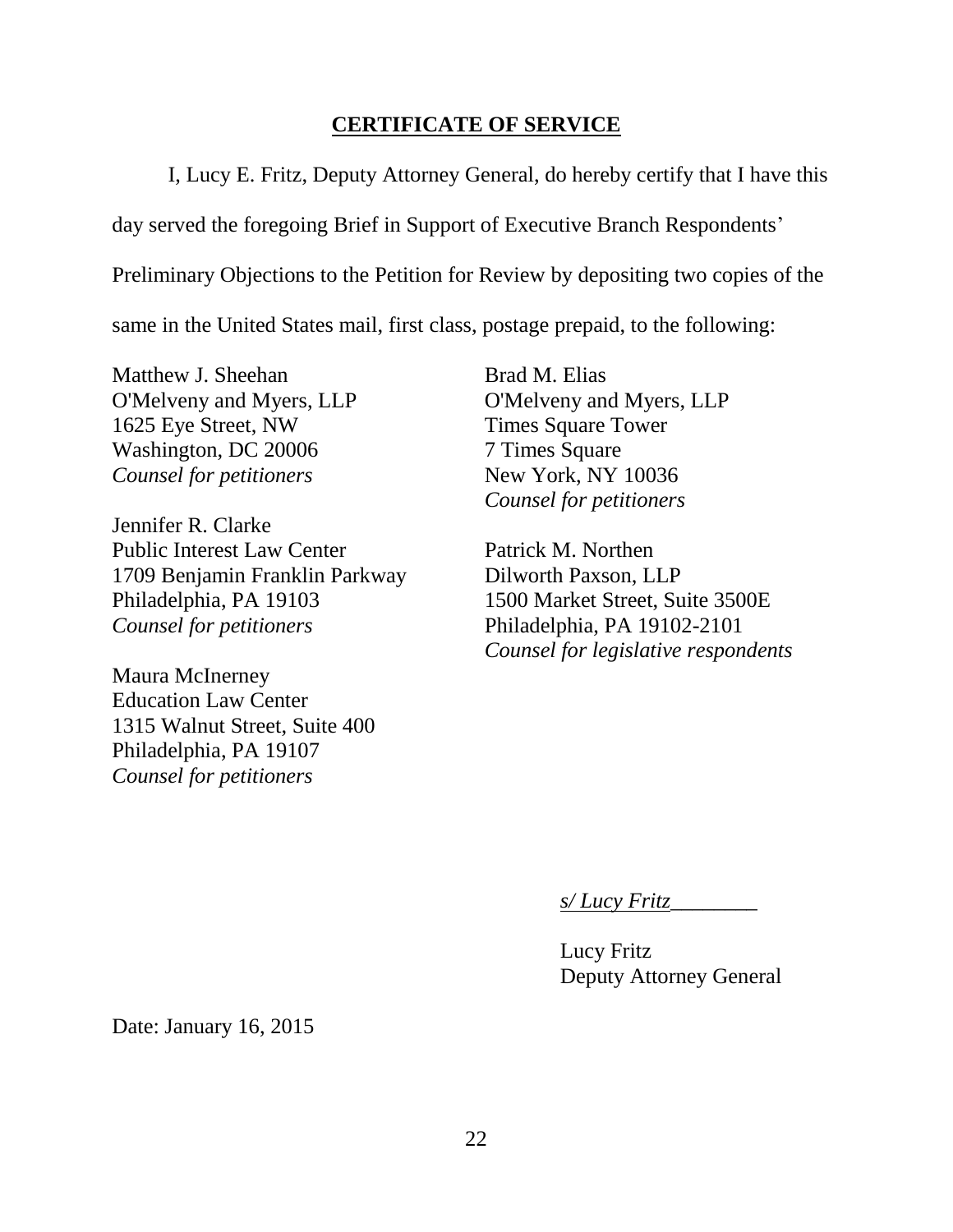## CERTIFICATE OF SERVICE

I, Lucy E. Fritz, Deputy Attorney General, do hereby certify that I have this day served the foregoing Brief in Support of Executive Branch Respondents' Preliminary Objections to the Petition for Review by depositing two copies of the same in the United States mail, first class, postage prepaid, to the following:

Matthew J. Sheehan
O'Melveny and Myers, LLP
1625 Eye Street, NW
Washington, DC 20006
*Counsel for petitioners*

Brad M. Elias
O'Melveny and Myers, LLP
Times Square Tower
7 Times Square
New York, NY 10036
*Counsel for petitioners*

Jennifer R. Clarke
Public Interest Law Center
1709 Benjamin Franklin Parkway
Philadelphia, PA 19103
*Counsel for petitioners*

Patrick M. Northen
Dilworth Paxson, LLP
1500 Market Street, Suite 3500E
Philadelphia, PA 19102-2101
*Counsel for legislative respondents*

Maura McInerney
Education Law Center
1315 Walnut Street, Suite 400
Philadelphia, PA 19107
*Counsel for petitioners*

*s/ Lucy Fritz*________

Lucy Fritz
Deputy Attorney General

Date: January 16, 2015